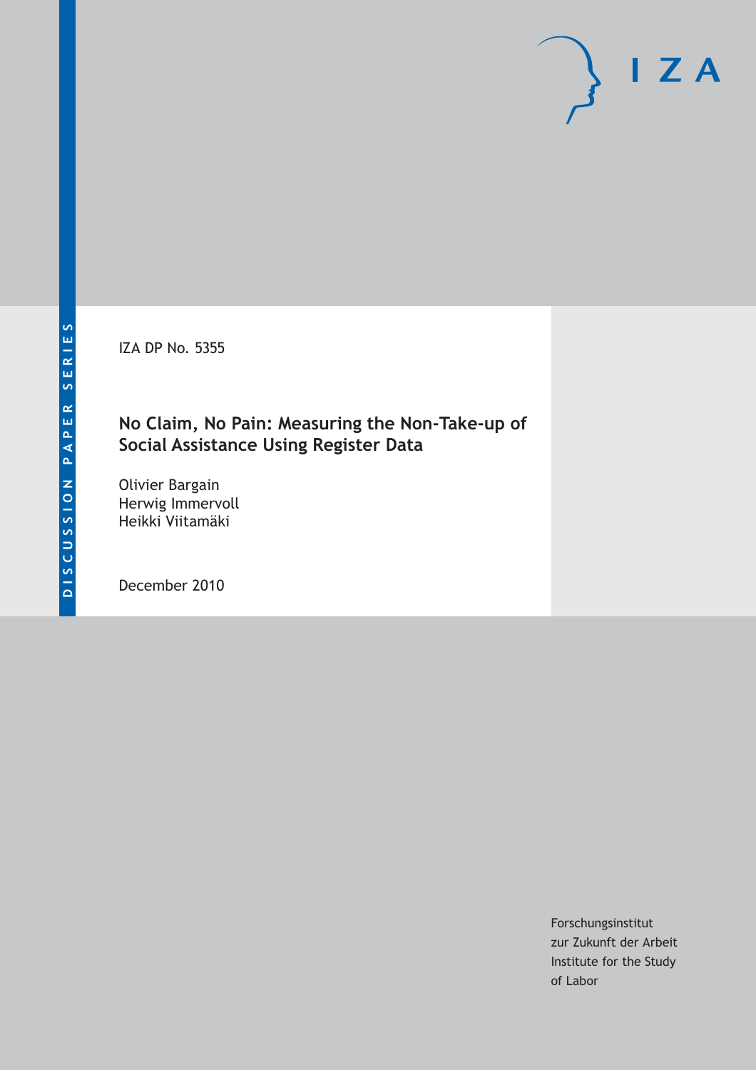DISCUSSION PAPER SERIES

IZA

IZA DP No. 5355

# No Claim, No Pain: Measuring the Non-Take-up of Social Assistance Using Register Data

Olivier Bargain
Herwig Immervoll
Heikki Viitamäki

December 2010

Forschungsinstitut
zur Zukunft der Arbeit
Institute for the Study
of Labor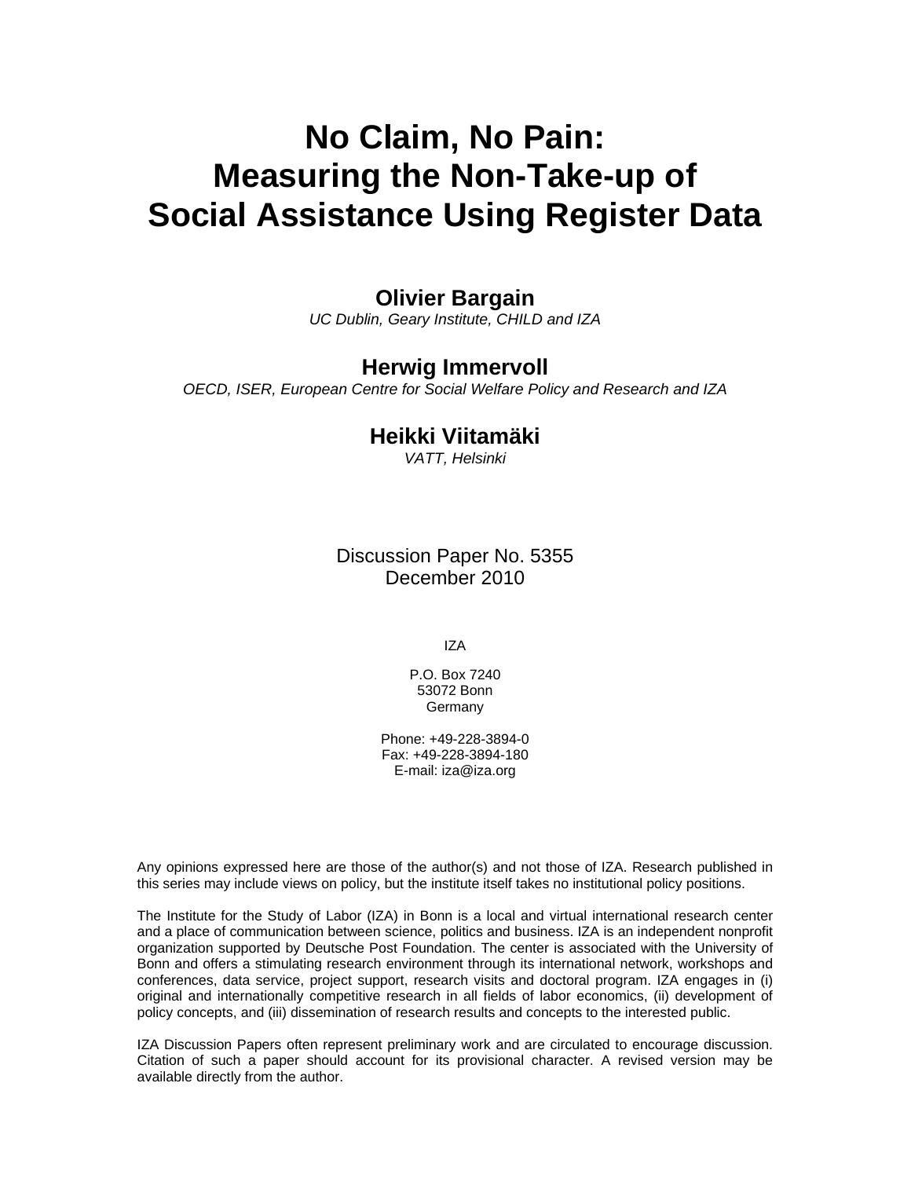# No Claim, No Pain: Measuring the Non-Take-up of Social Assistance Using Register Data

**Olivier Bargain**
*UC Dublin, Geary Institute, CHILD and IZA*

**Herwig Immervoll**
*OECD, ISER, European Centre for Social Welfare Policy and Research and IZA*

**Heikki Viitamäki**
*VATT, Helsinki*

Discussion Paper No. 5355
December 2010

IZA

P.O. Box 7240
53072 Bonn
Germany

Phone: +49-228-3894-0
Fax: +49-228-3894-180
E-mail: iza@iza.org

Any opinions expressed here are those of the author(s) and not those of IZA. Research published in this series may include views on policy, but the institute itself takes no institutional policy positions.

The Institute for the Study of Labor (IZA) in Bonn is a local and virtual international research center and a place of communication between science, politics and business. IZA is an independent nonprofit organization supported by Deutsche Post Foundation. The center is associated with the University of Bonn and offers a stimulating research environment through its international network, workshops and conferences, data service, project support, research visits and doctoral program. IZA engages in (i) original and internationally competitive research in all fields of labor economics, (ii) development of policy concepts, and (iii) dissemination of research results and concepts to the interested public.

IZA Discussion Papers often represent preliminary work and are circulated to encourage discussion. Citation of such a paper should account for its provisional character. A revised version may be available directly from the author.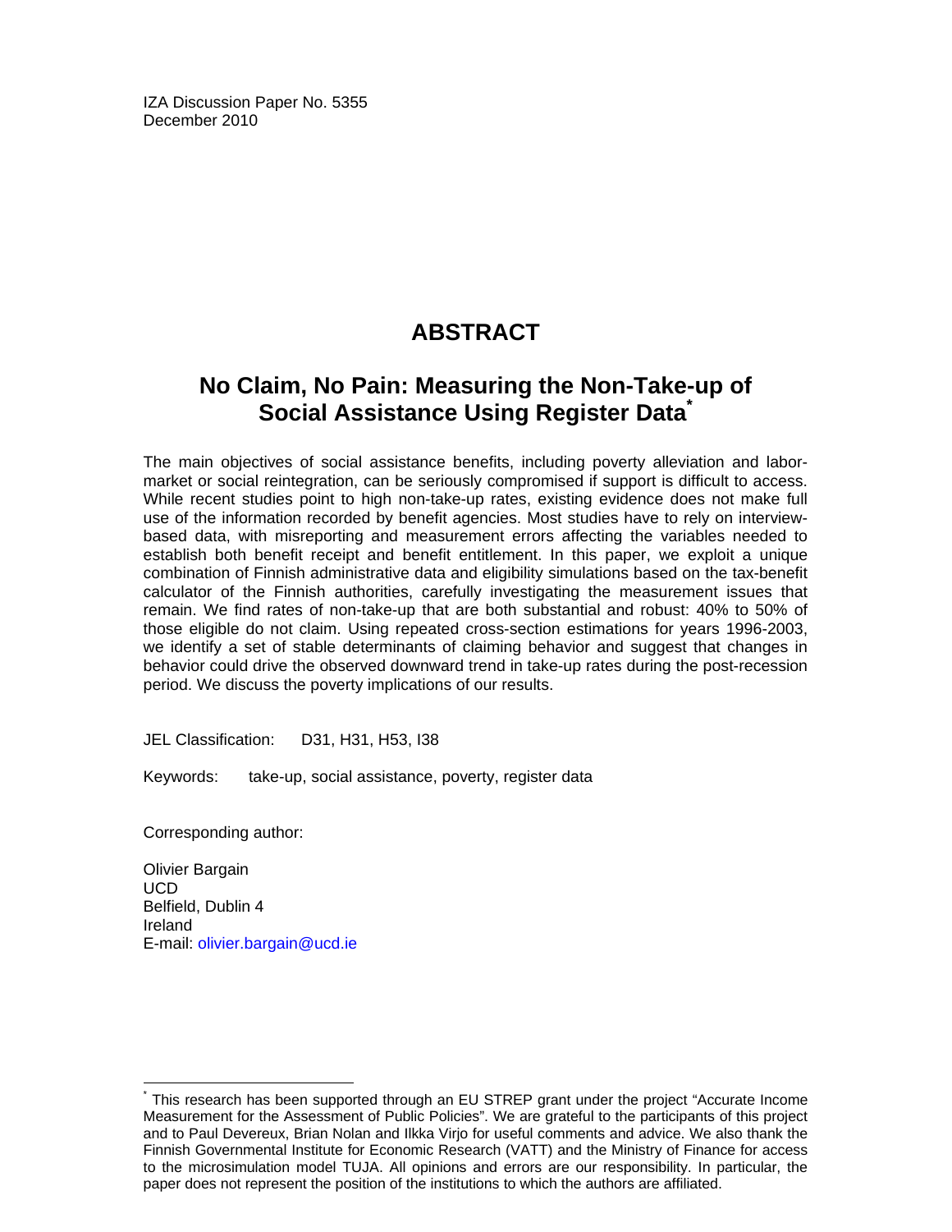IZA Discussion Paper No. 5355
December 2010

# ABSTRACT

## No Claim, No Pain: Measuring the Non-Take-up of Social Assistance Using Register Data*

The main objectives of social assistance benefits, including poverty alleviation and labor-market or social reintegration, can be seriously compromised if support is difficult to access. While recent studies point to high non-take-up rates, existing evidence does not make full use of the information recorded by benefit agencies. Most studies have to rely on interview-based data, with misreporting and measurement errors affecting the variables needed to establish both benefit receipt and benefit entitlement. In this paper, we exploit a unique combination of Finnish administrative data and eligibility simulations based on the tax-benefit calculator of the Finnish authorities, carefully investigating the measurement issues that remain. We find rates of non-take-up that are both substantial and robust: 40% to 50% of those eligible do not claim. Using repeated cross-section estimations for years 1996-2003, we identify a set of stable determinants of claiming behavior and suggest that changes in behavior could drive the observed downward trend in take-up rates during the post-recession period. We discuss the poverty implications of our results.

JEL Classification: D31, H31, H53, I38

Keywords: take-up, social assistance, poverty, register data

Corresponding author:

Olivier Bargain
UCD
Belfield, Dublin 4
Ireland
E-mail: olivier.bargain@ucd.ie

---

* This research has been supported through an EU STREP grant under the project "Accurate Income Measurement for the Assessment of Public Policies". We are grateful to the participants of this project and to Paul Devereux, Brian Nolan and Ilkka Virjo for useful comments and advice. We also thank the Finnish Governmental Institute for Economic Research (VATT) and the Ministry of Finance for access to the microsimulation model TUJA. All opinions and errors are our responsibility. In particular, the paper does not represent the position of the institutions to which the authors are affiliated.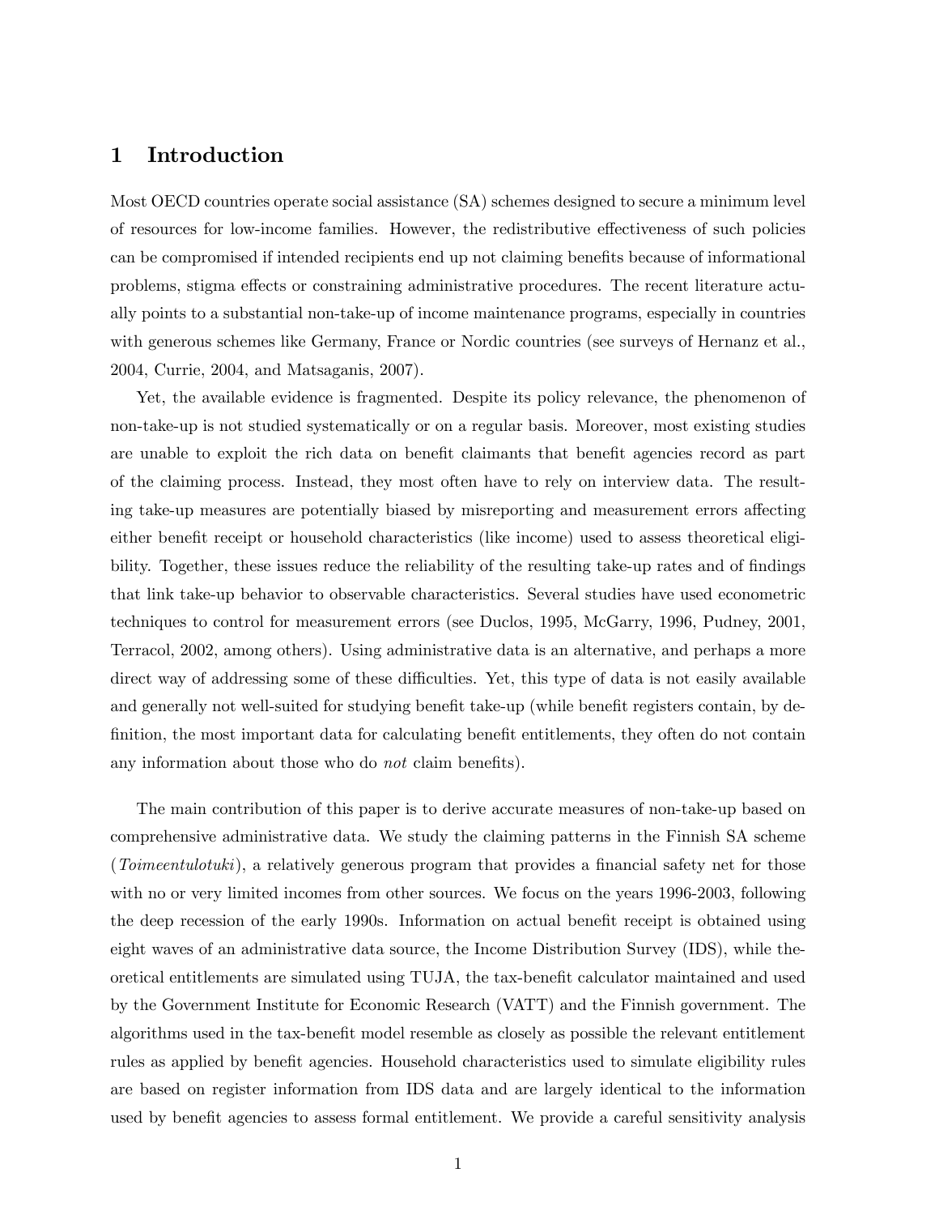# 1 Introduction

Most OECD countries operate social assistance (SA) schemes designed to secure a minimum level of resources for low-income families. However, the redistributive effectiveness of such policies can be compromised if intended recipients end up not claiming benefits because of informational problems, stigma effects or constraining administrative procedures. The recent literature actually points to a substantial non-take-up of income maintenance programs, especially in countries with generous schemes like Germany, France or Nordic countries (see surveys of Hernanz et al., 2004, Currie, 2004, and Matsaganis, 2007).

Yet, the available evidence is fragmented. Despite its policy relevance, the phenomenon of non-take-up is not studied systematically or on a regular basis. Moreover, most existing studies are unable to exploit the rich data on benefit claimants that benefit agencies record as part of the claiming process. Instead, they most often have to rely on interview data. The resulting take-up measures are potentially biased by misreporting and measurement errors affecting either benefit receipt or household characteristics (like income) used to assess theoretical eligibility. Together, these issues reduce the reliability of the resulting take-up rates and of findings that link take-up behavior to observable characteristics. Several studies have used econometric techniques to control for measurement errors (see Duclos, 1995, McGarry, 1996, Pudney, 2001, Terracol, 2002, among others). Using administrative data is an alternative, and perhaps a more direct way of addressing some of these difficulties. Yet, this type of data is not easily available and generally not well-suited for studying benefit take-up (while benefit registers contain, by definition, the most important data for calculating benefit entitlements, they often do not contain any information about those who do *not* claim benefits).

The main contribution of this paper is to derive accurate measures of non-take-up based on comprehensive administrative data. We study the claiming patterns in the Finnish SA scheme (*Toimeentulotuki*), a relatively generous program that provides a financial safety net for those with no or very limited incomes from other sources. We focus on the years 1996-2003, following the deep recession of the early 1990s. Information on actual benefit receipt is obtained using eight waves of an administrative data source, the Income Distribution Survey (IDS), while theoretical entitlements are simulated using TUJA, the tax-benefit calculator maintained and used by the Government Institute for Economic Research (VATT) and the Finnish government. The algorithms used in the tax-benefit model resemble as closely as possible the relevant entitlement rules as applied by benefit agencies. Household characteristics used to simulate eligibility rules are based on register information from IDS data and are largely identical to the information used by benefit agencies to assess formal entitlement. We provide a careful sensitivity analysis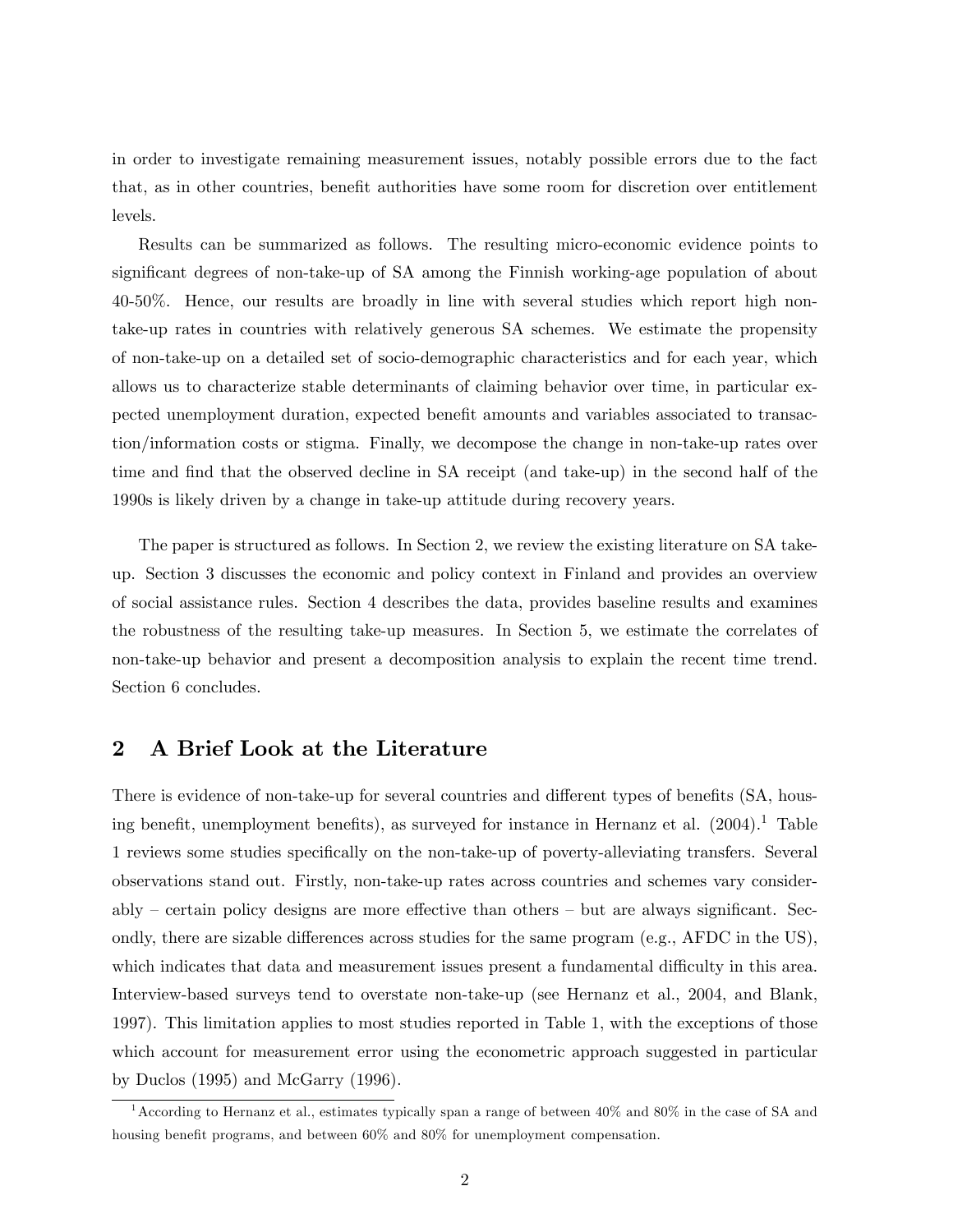in order to investigate remaining measurement issues, notably possible errors due to the fact that, as in other countries, benefit authorities have some room for discretion over entitlement levels.

Results can be summarized as follows. The resulting micro-economic evidence points to significant degrees of non-take-up of SA among the Finnish working-age population of about 40-50%. Hence, our results are broadly in line with several studies which report high non-take-up rates in countries with relatively generous SA schemes. We estimate the propensity of non-take-up on a detailed set of socio-demographic characteristics and for each year, which allows us to characterize stable determinants of claiming behavior over time, in particular expected unemployment duration, expected benefit amounts and variables associated to transaction/information costs or stigma. Finally, we decompose the change in non-take-up rates over time and find that the observed decline in SA receipt (and take-up) in the second half of the 1990s is likely driven by a change in take-up attitude during recovery years.

The paper is structured as follows. In Section 2, we review the existing literature on SA take-up. Section 3 discusses the economic and policy context in Finland and provides an overview of social assistance rules. Section 4 describes the data, provides baseline results and examines the robustness of the resulting take-up measures. In Section 5, we estimate the correlates of non-take-up behavior and present a decomposition analysis to explain the recent time trend. Section 6 concludes.

## 2 A Brief Look at the Literature

There is evidence of non-take-up for several countries and different types of benefits (SA, housing benefit, unemployment benefits), as surveyed for instance in Hernanz et al. (2004).[1] Table 1 reviews some studies specifically on the non-take-up of poverty-alleviating transfers. Several observations stand out. Firstly, non-take-up rates across countries and schemes vary considerably – certain policy designs are more effective than others – but are always significant. Secondly, there are sizable differences across studies for the same program (e.g., AFDC in the US), which indicates that data and measurement issues present a fundamental difficulty in this area. Interview-based surveys tend to overstate non-take-up (see Hernanz et al., 2004, and Blank, 1997). This limitation applies to most studies reported in Table 1, with the exceptions of those which account for measurement error using the econometric approach suggested in particular by Duclos (1995) and McGarry (1996).

[1] According to Hernanz et al., estimates typically span a range of between 40% and 80% in the case of SA and housing benefit programs, and between 60% and 80% for unemployment compensation.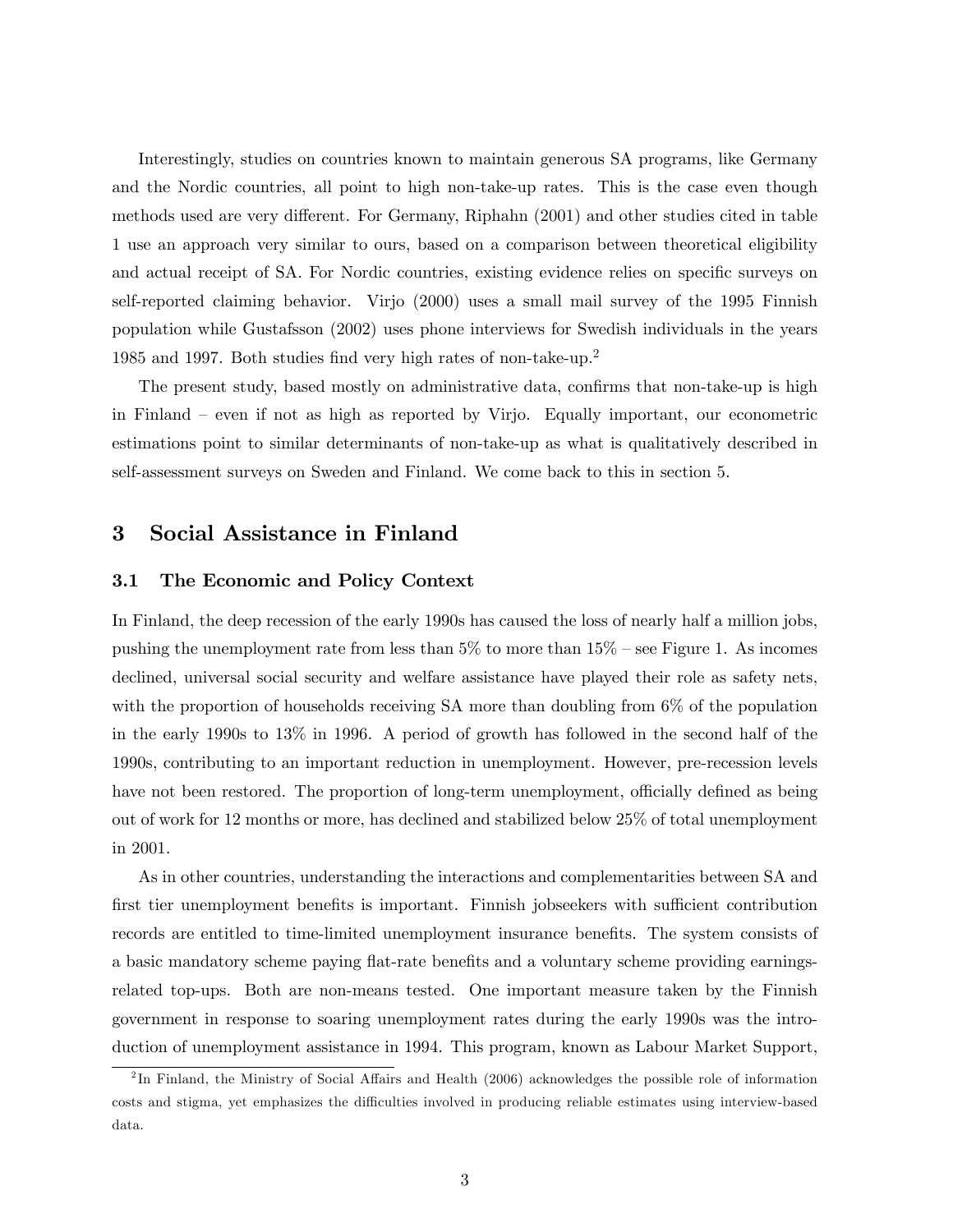Interestingly, studies on countries known to maintain generous SA programs, like Germany and the Nordic countries, all point to high non-take-up rates. This is the case even though methods used are very different. For Germany, Riphahn (2001) and other studies cited in table 1 use an approach very similar to ours, based on a comparison between theoretical eligibility and actual receipt of SA. For Nordic countries, existing evidence relies on specific surveys on self-reported claiming behavior. Virjo (2000) uses a small mail survey of the 1995 Finnish population while Gustafsson (2002) uses phone interviews for Swedish individuals in the years 1985 and 1997. Both studies find very high rates of non-take-up.[2]

The present study, based mostly on administrative data, confirms that non-take-up is high in Finland – even if not as high as reported by Virjo. Equally important, our econometric estimations point to similar determinants of non-take-up as what is qualitatively described in self-assessment surveys on Sweden and Finland. We come back to this in section 5.

# 3 Social Assistance in Finland

## 3.1 The Economic and Policy Context

In Finland, the deep recession of the early 1990s has caused the loss of nearly half a million jobs, pushing the unemployment rate from less than 5% to more than 15% – see Figure 1. As incomes declined, universal social security and welfare assistance have played their role as safety nets, with the proportion of households receiving SA more than doubling from 6% of the population in the early 1990s to 13% in 1996. A period of growth has followed in the second half of the 1990s, contributing to an important reduction in unemployment. However, pre-recession levels have not been restored. The proportion of long-term unemployment, officially defined as being out of work for 12 months or more, has declined and stabilized below 25% of total unemployment in 2001.

As in other countries, understanding the interactions and complementarities between SA and first tier unemployment benefits is important. Finnish jobseekers with sufficient contribution records are entitled to time-limited unemployment insurance benefits. The system consists of a basic mandatory scheme paying flat-rate benefits and a voluntary scheme providing earnings-related top-ups. Both are non-means tested. One important measure taken by the Finnish government in response to soaring unemployment rates during the early 1990s was the introduction of unemployment assistance in 1994. This program, known as Labour Market Support,

[2] In Finland, the Ministry of Social Affairs and Health (2006) acknowledges the possible role of information costs and stigma, yet emphasizes the difficulties involved in producing reliable estimates using interview-based data.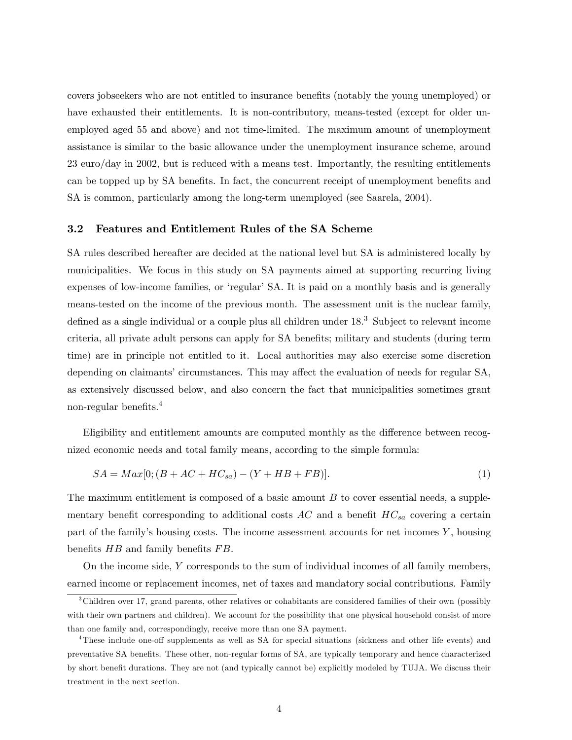covers jobseekers who are not entitled to insurance benefits (notably the young unemployed) or have exhausted their entitlements. It is non-contributory, means-tested (except for older unemployed aged 55 and above) and not time-limited. The maximum amount of unemployment assistance is similar to the basic allowance under the unemployment insurance scheme, around 23 euro/day in 2002, but is reduced with a means test. Importantly, the resulting entitlements can be topped up by SA benefits. In fact, the concurrent receipt of unemployment benefits and SA is common, particularly among the long-term unemployed (see Saarela, 2004).

### 3.2 Features and Entitlement Rules of the SA Scheme

SA rules described hereafter are decided at the national level but SA is administered locally by municipalities. We focus in this study on SA payments aimed at supporting recurring living expenses of low-income families, or 'regular' SA. It is paid on a monthly basis and is generally means-tested on the income of the previous month. The assessment unit is the nuclear family, defined as a single individual or a couple plus all children under 18.[3] Subject to relevant income criteria, all private adult persons can apply for SA benefits; military and students (during term time) are in principle not entitled to it. Local authorities may also exercise some discretion depending on claimants' circumstances. This may affect the evaluation of needs for regular SA, as extensively discussed below, and also concern the fact that municipalities sometimes grant non-regular benefits.[4]

Eligibility and entitlement amounts are computed monthly as the difference between recognized economic needs and total family means, according to the simple formula:

$$SA = Max[0; (B + AC + HC_{sa}) - (Y + HB + FB)]. \tag{1}$$

The maximum entitlement is composed of a basic amount $B$ to cover essential needs, a supplementary benefit corresponding to additional costs $AC$ and a benefit $HC_{sa}$ covering a certain part of the family's housing costs. The income assessment accounts for net incomes $Y$, housing benefits $HB$ and family benefits $FB$.

On the income side, $Y$ corresponds to the sum of individual incomes of all family members, earned income or replacement incomes, net of taxes and mandatory social contributions. Family

[3] Children over 17, grand parents, other relatives or cohabitants are considered families of their own (possibly with their own partners and children). We account for the possibility that one physical household consist of more than one family and, correspondingly, receive more than one SA payment.

[4] These include one-off supplements as well as SA for special situations (sickness and other life events) and preventative SA benefits. These other, non-regular forms of SA, are typically temporary and hence characterized by short benefit durations. They are not (and typically cannot be) explicitly modeled by TUJA. We discuss their treatment in the next section.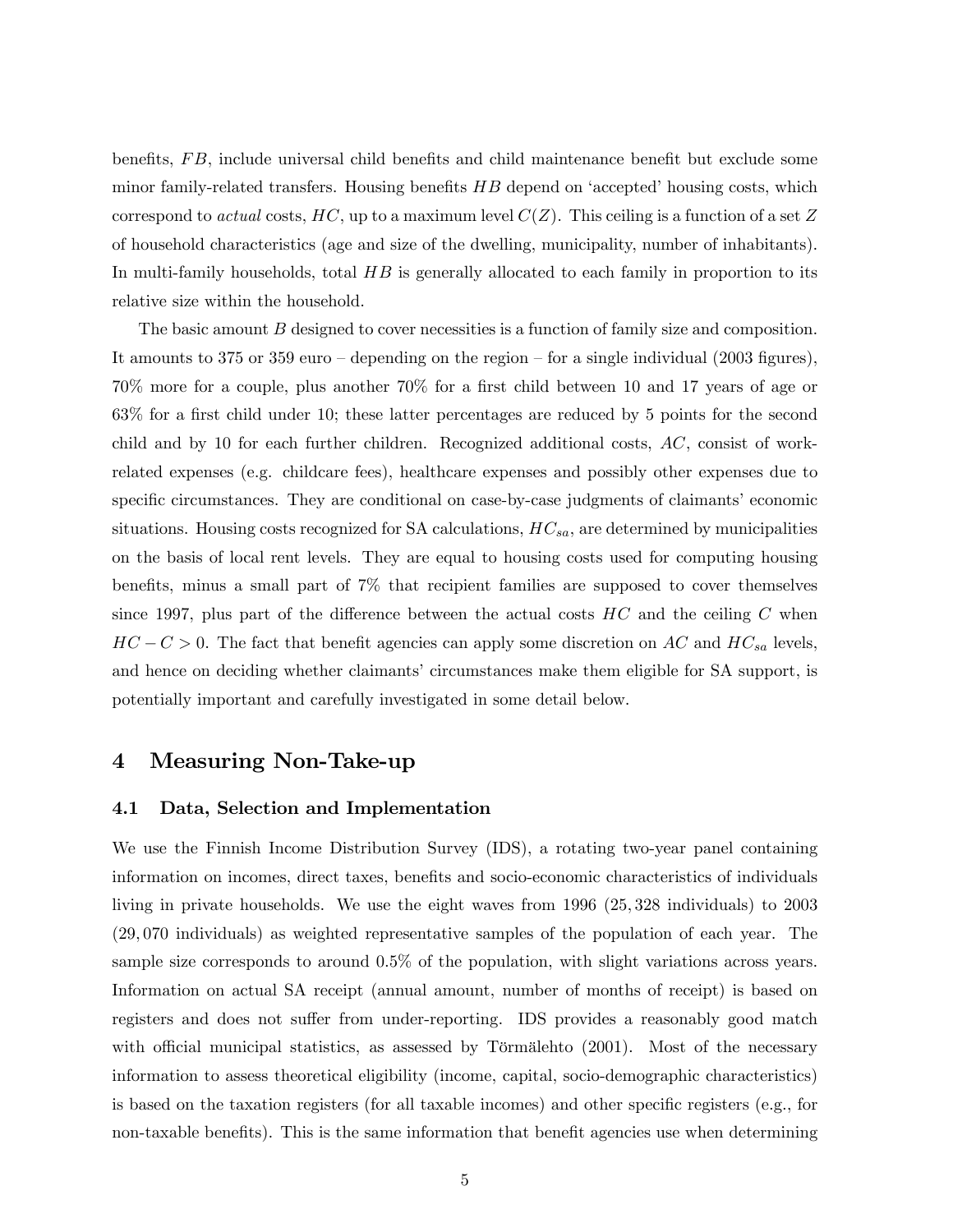benefits, $FB$, include universal child benefits and child maintenance benefit but exclude some minor family-related transfers. Housing benefits $HB$ depend on 'accepted' housing costs, which correspond to *actual* costs, $HC$, up to a maximum level $C(Z)$. This ceiling is a function of a set $Z$ of household characteristics (age and size of the dwelling, municipality, number of inhabitants). In multi-family households, total $HB$ is generally allocated to each family in proportion to its relative size within the household.

The basic amount $B$ designed to cover necessities is a function of family size and composition. It amounts to 375 or 359 euro – depending on the region – for a single individual (2003 figures), 70% more for a couple, plus another 70% for a first child between 10 and 17 years of age or 63% for a first child under 10; these latter percentages are reduced by 5 points for the second child and by 10 for each further children. Recognized additional costs, $AC$, consist of work-related expenses (e.g. childcare fees), healthcare expenses and possibly other expenses due to specific circumstances. They are conditional on case-by-case judgments of claimants' economic situations. Housing costs recognized for SA calculations, $HC_{sa}$, are determined by municipalities on the basis of local rent levels. They are equal to housing costs used for computing housing benefits, minus a small part of 7% that recipient families are supposed to cover themselves since 1997, plus part of the difference between the actual costs $HC$ and the ceiling $C$ when $HC - C > 0$. The fact that benefit agencies can apply some discretion on $AC$ and $HC_{sa}$ levels, and hence on deciding whether claimants' circumstances make them eligible for SA support, is potentially important and carefully investigated in some detail below.

# 4 Measuring Non-Take-up

## 4.1 Data, Selection and Implementation

We use the Finnish Income Distribution Survey (IDS), a rotating two-year panel containing information on incomes, direct taxes, benefits and socio-economic characteristics of individuals living in private households. We use the eight waves from 1996 (25,328 individuals) to 2003 (29,070 individuals) as weighted representative samples of the population of each year. The sample size corresponds to around 0.5% of the population, with slight variations across years. Information on actual SA receipt (annual amount, number of months of receipt) is based on registers and does not suffer from under-reporting. IDS provides a reasonably good match with official municipal statistics, as assessed by Törmälehto (2001). Most of the necessary information to assess theoretical eligibility (income, capital, socio-demographic characteristics) is based on the taxation registers (for all taxable incomes) and other specific registers (e.g., for non-taxable benefits). This is the same information that benefit agencies use when determining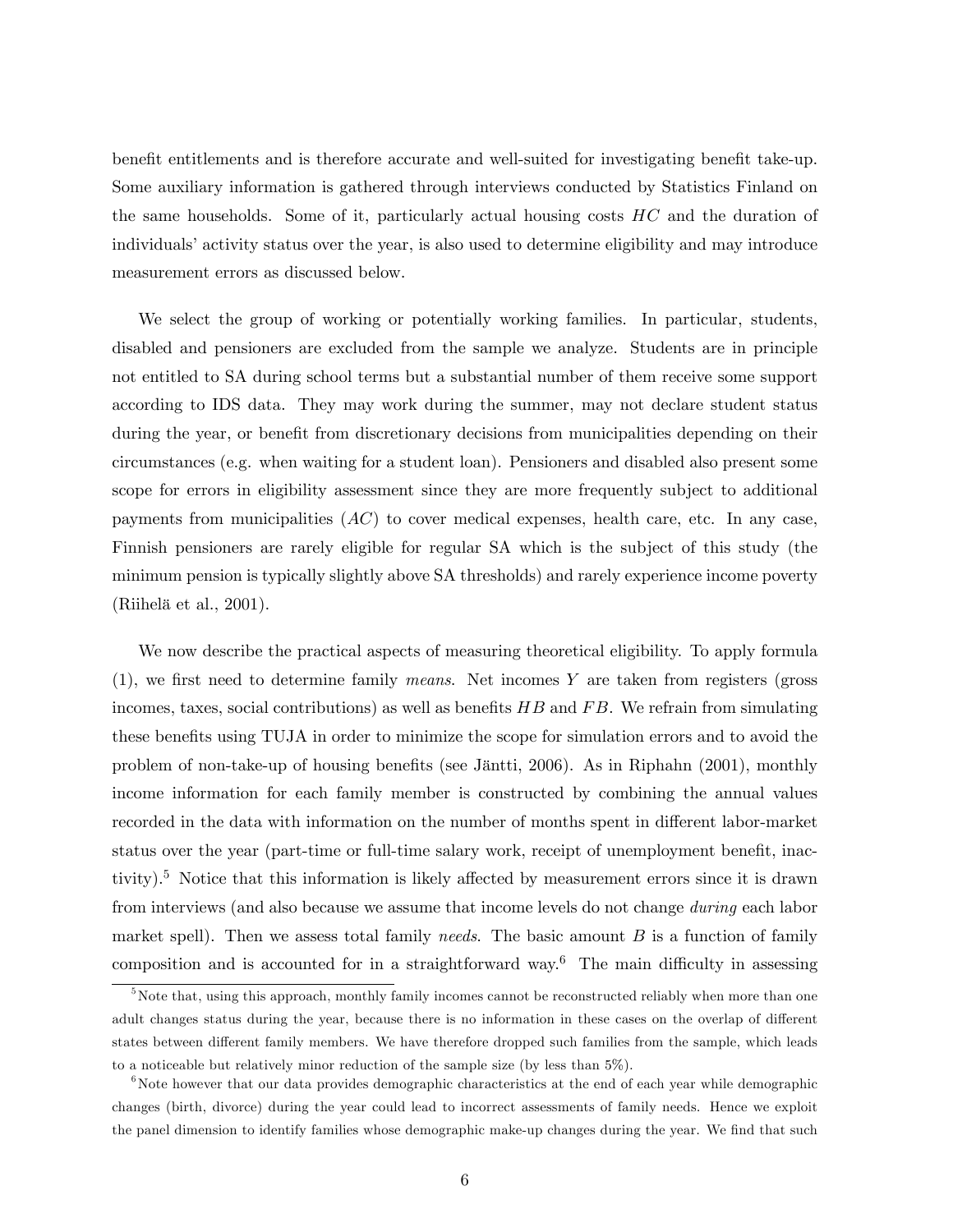benefit entitlements and is therefore accurate and well-suited for investigating benefit take-up. Some auxiliary information is gathered through interviews conducted by Statistics Finland on the same households. Some of it, particularly actual housing costs $HC$ and the duration of individuals' activity status over the year, is also used to determine eligibility and may introduce measurement errors as discussed below.

We select the group of working or potentially working families. In particular, students, disabled and pensioners are excluded from the sample we analyze. Students are in principle not entitled to SA during school terms but a substantial number of them receive some support according to IDS data. They may work during the summer, may not declare student status during the year, or benefit from discretionary decisions from municipalities depending on their circumstances (e.g. when waiting for a student loan). Pensioners and disabled also present some scope for errors in eligibility assessment since they are more frequently subject to additional payments from municipalities ($AC$) to cover medical expenses, health care, etc. In any case, Finnish pensioners are rarely eligible for regular SA which is the subject of this study (the minimum pension is typically slightly above SA thresholds) and rarely experience income poverty (Riihelä et al., 2001).

We now describe the practical aspects of measuring theoretical eligibility. To apply formula (1), we first need to determine family *means*. Net incomes $Y$ are taken from registers (gross incomes, taxes, social contributions) as well as benefits $HB$ and $FB$. We refrain from simulating these benefits using TUJA in order to minimize the scope for simulation errors and to avoid the problem of non-take-up of housing benefits (see Jäntti, 2006). As in Riphahn (2001), monthly income information for each family member is constructed by combining the annual values recorded in the data with information on the number of months spent in different labor-market status over the year (part-time or full-time salary work, receipt of unemployment benefit, inactivity).[5] Notice that this information is likely affected by measurement errors since it is drawn from interviews (and also because we assume that income levels do not change *during* each labor market spell). Then we assess total family *needs*. The basic amount $B$ is a function of family composition and is accounted for in a straightforward way.[6] The main difficulty in assessing

[5] Note that, using this approach, monthly family incomes cannot be reconstructed reliably when more than one adult changes status during the year, because there is no information in these cases on the overlap of different states between different family members. We have therefore dropped such families from the sample, which leads to a noticeable but relatively minor reduction of the sample size (by less than 5%).

[6] Note however that our data provides demographic characteristics at the end of each year while demographic changes (birth, divorce) during the year could lead to incorrect assessments of family needs. Hence we exploit the panel dimension to identify families whose demographic make-up changes during the year. We find that such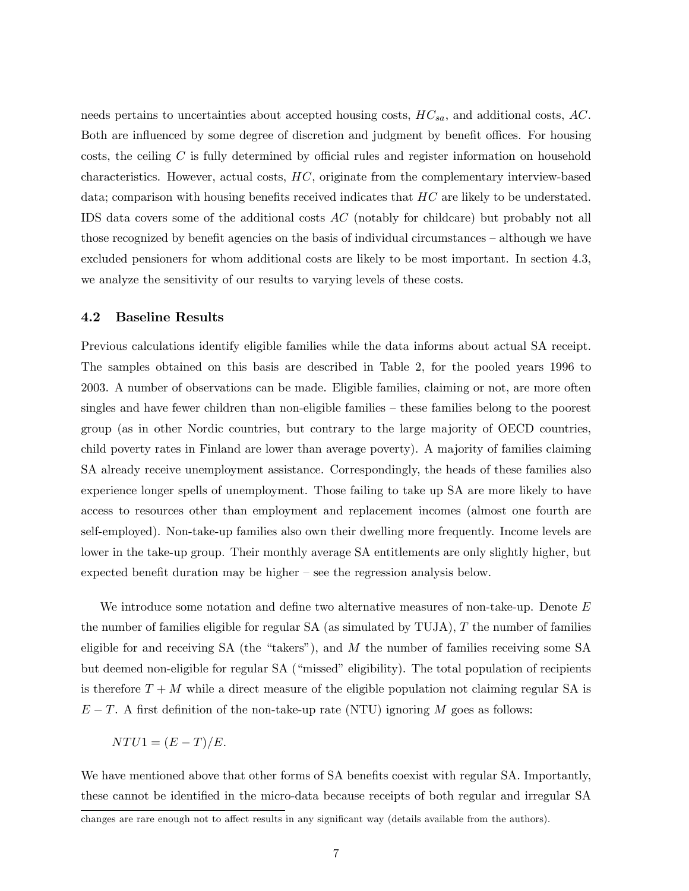needs pertains to uncertainties about accepted housing costs, $HC_{sa}$, and additional costs, $AC$. Both are influenced by some degree of discretion and judgment by benefit offices. For housing costs, the ceiling $C$ is fully determined by official rules and register information on household characteristics. However, actual costs, $HC$, originate from the complementary interview-based data; comparison with housing benefits received indicates that $HC$ are likely to be understated. IDS data covers some of the additional costs $AC$ (notably for childcare) but probably not all those recognized by benefit agencies on the basis of individual circumstances – although we have excluded pensioners for whom additional costs are likely to be most important. In section 4.3, we analyze the sensitivity of our results to varying levels of these costs.

### 4.2 Baseline Results

Previous calculations identify eligible families while the data informs about actual SA receipt. The samples obtained on this basis are described in Table 2, for the pooled years 1996 to 2003. A number of observations can be made. Eligible families, claiming or not, are more often singles and have fewer children than non-eligible families – these families belong to the poorest group (as in other Nordic countries, but contrary to the large majority of OECD countries, child poverty rates in Finland are lower than average poverty). A majority of families claiming SA already receive unemployment assistance. Correspondingly, the heads of these families also experience longer spells of unemployment. Those failing to take up SA are more likely to have access to resources other than employment and replacement incomes (almost one fourth are self-employed). Non-take-up families also own their dwelling more frequently. Income levels are lower in the take-up group. Their monthly average SA entitlements are only slightly higher, but expected benefit duration may be higher – see the regression analysis below.

We introduce some notation and define two alternative measures of non-take-up. Denote $E$ the number of families eligible for regular SA (as simulated by TUJA), $T$ the number of families eligible for and receiving SA (the "takers"), and $M$ the number of families receiving some SA but deemed non-eligible for regular SA ("missed" eligibility). The total population of recipients is therefore $T + M$ while a direct measure of the eligible population not claiming regular SA is $E - T$. A first definition of the non-take-up rate (NTU) ignoring $M$ goes as follows:

$$NTU1 = (E - T)/E.$$

We have mentioned above that other forms of SA benefits coexist with regular SA. Importantly, these cannot be identified in the micro-data because receipts of both regular and irregular SA

changes are rare enough not to affect results in any significant way (details available from the authors).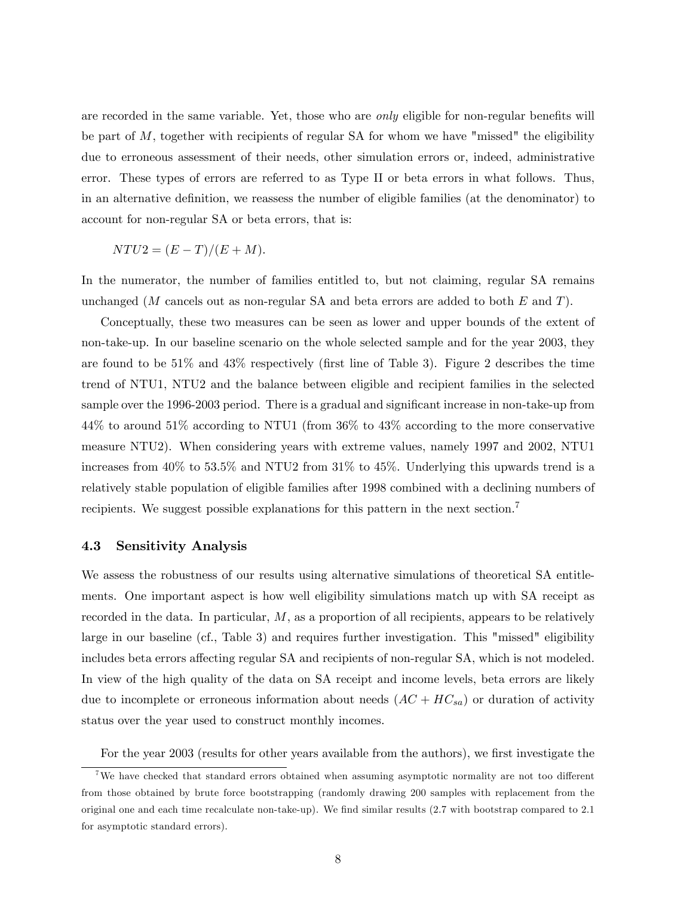are recorded in the same variable. Yet, those who are *only* eligible for non-regular benefits will be part of $M$, together with recipients of regular SA for whom we have "missed" the eligibility due to erroneous assessment of their needs, other simulation errors or, indeed, administrative error. These types of errors are referred to as Type II or beta errors in what follows. Thus, in an alternative definition, we reassess the number of eligible families (at the denominator) to account for non-regular SA or beta errors, that is:

$$NTU2 = (E - T)/(E + M).$$

In the numerator, the number of families entitled to, but not claiming, regular SA remains unchanged ($M$ cancels out as non-regular SA and beta errors are added to both $E$ and $T$).

Conceptually, these two measures can be seen as lower and upper bounds of the extent of non-take-up. In our baseline scenario on the whole selected sample and for the year 2003, they are found to be 51% and 43% respectively (first line of Table 3). Figure 2 describes the time trend of NTU1, NTU2 and the balance between eligible and recipient families in the selected sample over the 1996-2003 period. There is a gradual and significant increase in non-take-up from 44% to around 51% according to NTU1 (from 36% to 43% according to the more conservative measure NTU2). When considering years with extreme values, namely 1997 and 2002, NTU1 increases from 40% to 53.5% and NTU2 from 31% to 45%. Underlying this upwards trend is a relatively stable population of eligible families after 1998 combined with a declining numbers of recipients. We suggest possible explanations for this pattern in the next section.[7]

### 4.3 Sensitivity Analysis

We assess the robustness of our results using alternative simulations of theoretical SA entitlements. One important aspect is how well eligibility simulations match up with SA receipt as recorded in the data. In particular, $M$, as a proportion of all recipients, appears to be relatively large in our baseline (cf., Table 3) and requires further investigation. This "missed" eligibility includes beta errors affecting regular SA and recipients of non-regular SA, which is not modeled. In view of the high quality of the data on SA receipt and income levels, beta errors are likely due to incomplete or erroneous information about needs ($AC + HC_{sa}$) or duration of activity status over the year used to construct monthly incomes.

For the year 2003 (results for other years available from the authors), we first investigate the

[7] We have checked that standard errors obtained when assuming asymptotic normality are not too different from those obtained by brute force bootstrapping (randomly drawing 200 samples with replacement from the original one and each time recalculate non-take-up). We find similar results (2.7 with bootstrap compared to 2.1 for asymptotic standard errors).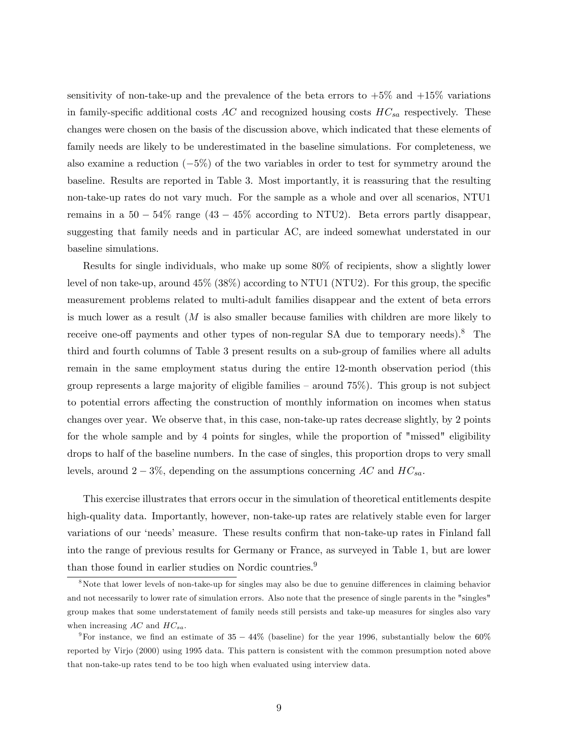sensitivity of non-take-up and the prevalence of the beta errors to +5% and +15% variations in family-specific additional costs $AC$ and recognized housing costs $HC_{sa}$ respectively. These changes were chosen on the basis of the discussion above, which indicated that these elements of family needs are likely to be underestimated in the baseline simulations. For completeness, we also examine a reduction (−5%) of the two variables in order to test for symmetry around the baseline. Results are reported in Table 3. Most importantly, it is reassuring that the resulting non-take-up rates do not vary much. For the sample as a whole and over all scenarios, NTU1 remains in a 50 − 54% range (43 − 45% according to NTU2). Beta errors partly disappear, suggesting that family needs and in particular AC, are indeed somewhat understated in our baseline simulations.

Results for single individuals, who make up some 80% of recipients, show a slightly lower level of non take-up, around 45% (38%) according to NTU1 (NTU2). For this group, the specific measurement problems related to multi-adult families disappear and the extent of beta errors is much lower as a result ($M$ is also smaller because families with children are more likely to receive one-off payments and other types of non-regular SA due to temporary needs).[8] The third and fourth columns of Table 3 present results on a sub-group of families where all adults remain in the same employment status during the entire 12-month observation period (this group represents a large majority of eligible families – around 75%). This group is not subject to potential errors affecting the construction of monthly information on incomes when status changes over year. We observe that, in this case, non-take-up rates decrease slightly, by 2 points for the whole sample and by 4 points for singles, while the proportion of "missed" eligibility drops to half of the baseline numbers. In the case of singles, this proportion drops to very small levels, around 2 − 3%, depending on the assumptions concerning $AC$ and $HC_{sa}$.

This exercise illustrates that errors occur in the simulation of theoretical entitlements despite high-quality data. Importantly, however, non-take-up rates are relatively stable even for larger variations of our 'needs' measure. These results confirm that non-take-up rates in Finland fall into the range of previous results for Germany or France, as surveyed in Table 1, but are lower than those found in earlier studies on Nordic countries.[9]

[8] Note that lower levels of non-take-up for singles may also be due to genuine differences in claiming behavior and not necessarily to lower rate of simulation errors. Also note that the presence of single parents in the "singles" group makes that some understatement of family needs still persists and take-up measures for singles also vary when increasing $AC$ and $HC_{sa}$.

[9] For instance, we find an estimate of 35 − 44% (baseline) for the year 1996, substantially below the 60% reported by Virjo (2000) using 1995 data. This pattern is consistent with the common presumption noted above that non-take-up rates tend to be too high when evaluated using interview data.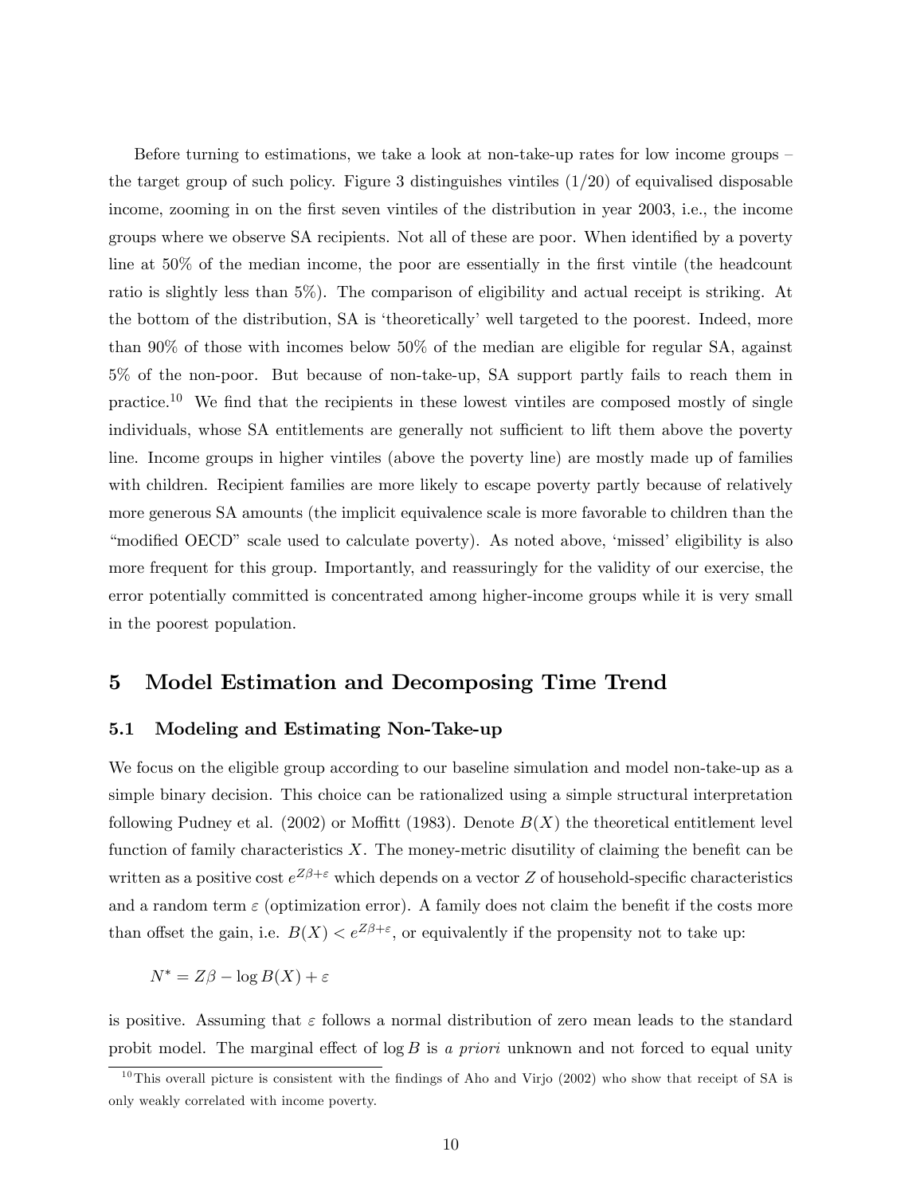Before turning to estimations, we take a look at non-take-up rates for low income groups – the target group of such policy. Figure 3 distinguishes vintiles (1/20) of equivalised disposable income, zooming in on the first seven vintiles of the distribution in year 2003, i.e., the income groups where we observe SA recipients. Not all of these are poor. When identified by a poverty line at 50% of the median income, the poor are essentially in the first vintile (the headcount ratio is slightly less than 5%). The comparison of eligibility and actual receipt is striking. At the bottom of the distribution, SA is 'theoretically' well targeted to the poorest. Indeed, more than 90% of those with incomes below 50% of the median are eligible for regular SA, against 5% of the non-poor. But because of non-take-up, SA support partly fails to reach them in practice.[10] We find that the recipients in these lowest vintiles are composed mostly of single individuals, whose SA entitlements are generally not sufficient to lift them above the poverty line. Income groups in higher vintiles (above the poverty line) are mostly made up of families with children. Recipient families are more likely to escape poverty partly because of relatively more generous SA amounts (the implicit equivalence scale is more favorable to children than the "modified OECD" scale used to calculate poverty). As noted above, 'missed' eligibility is also more frequent for this group. Importantly, and reassuringly for the validity of our exercise, the error potentially committed is concentrated among higher-income groups while it is very small in the poorest population.

## 5 Model Estimation and Decomposing Time Trend

### 5.1 Modeling and Estimating Non-Take-up

We focus on the eligible group according to our baseline simulation and model non-take-up as a simple binary decision. This choice can be rationalized using a simple structural interpretation following Pudney et al. (2002) or Moffitt (1983). Denote $B(X)$ the theoretical entitlement level function of family characteristics $X$. The money-metric disutility of claiming the benefit can be written as a positive cost $e^{Z\beta+\varepsilon}$ which depends on a vector $Z$ of household-specific characteristics and a random term $\varepsilon$ (optimization error). A family does not claim the benefit if the costs more than offset the gain, i.e. $B(X) < e^{Z\beta+\varepsilon}$, or equivalently if the propensity not to take up:

$$N^* = Z\beta - \log B(X) + \varepsilon$$

is positive. Assuming that $\varepsilon$ follows a normal distribution of zero mean leads to the standard probit model. The marginal effect of $\log B$ is *a priori* unknown and not forced to equal unity

[10] This overall picture is consistent with the findings of Aho and Virjo (2002) who show that receipt of SA is only weakly correlated with income poverty.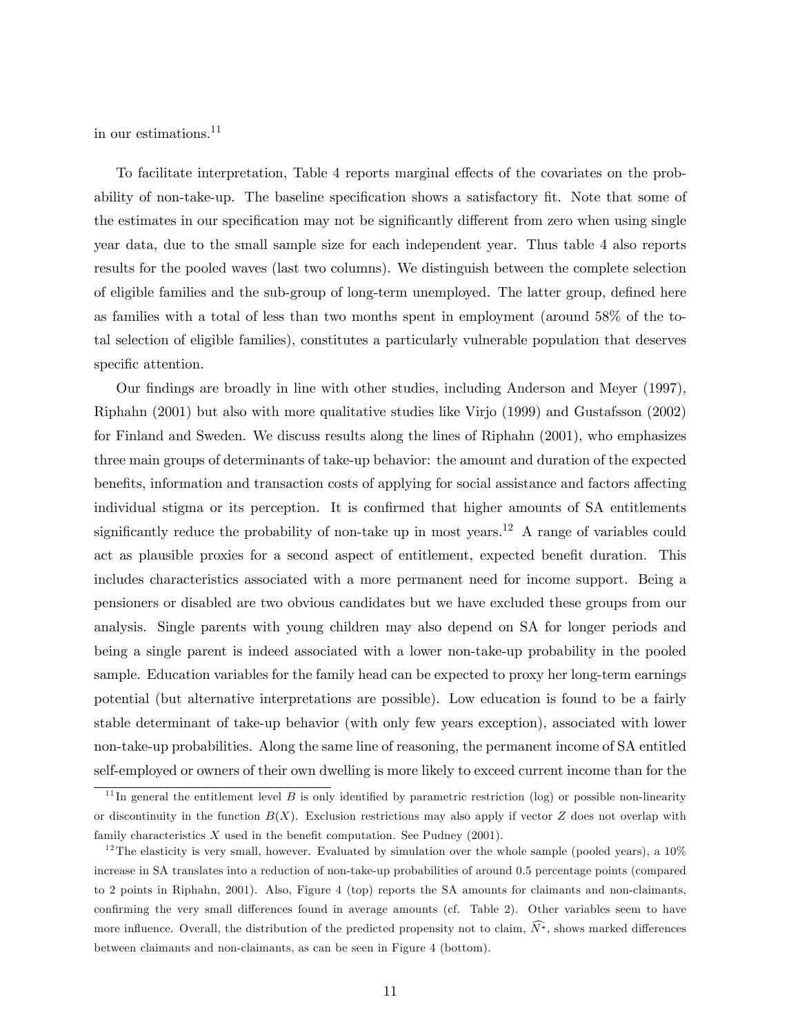in our estimations.[11]

To facilitate interpretation, Table 4 reports marginal effects of the covariates on the probability of non-take-up. The baseline specification shows a satisfactory fit. Note that some of the estimates in our specification may not be significantly different from zero when using single year data, due to the small sample size for each independent year. Thus table 4 also reports results for the pooled waves (last two columns). We distinguish between the complete selection of eligible families and the sub-group of long-term unemployed. The latter group, defined here as families with a total of less than two months spent in employment (around 58% of the total selection of eligible families), constitutes a particularly vulnerable population that deserves specific attention.

Our findings are broadly in line with other studies, including Anderson and Meyer (1997), Riphahn (2001) but also with more qualitative studies like Virjo (1999) and Gustafsson (2002) for Finland and Sweden. We discuss results along the lines of Riphahn (2001), who emphasizes three main groups of determinants of take-up behavior: the amount and duration of the expected benefits, information and transaction costs of applying for social assistance and factors affecting individual stigma or its perception. It is confirmed that higher amounts of SA entitlements significantly reduce the probability of non-take up in most years.[12] A range of variables could act as plausible proxies for a second aspect of entitlement, expected benefit duration. This includes characteristics associated with a more permanent need for income support. Being a pensioners or disabled are two obvious candidates but we have excluded these groups from our analysis. Single parents with young children may also depend on SA for longer periods and being a single parent is indeed associated with a lower non-take-up probability in the pooled sample. Education variables for the family head can be expected to proxy her long-term earnings potential (but alternative interpretations are possible). Low education is found to be a fairly stable determinant of take-up behavior (with only few years exception), associated with lower non-take-up probabilities. Along the same line of reasoning, the permanent income of SA entitled self-employed or owners of their own dwelling is more likely to exceed current income than for the

[11] In general the entitlement level $B$ is only identified by parametric restriction (log) or possible non-linearity or discontinuity in the function $B(X)$. Exclusion restrictions may also apply if vector $Z$ does not overlap with family characteristics $X$ used in the benefit computation. See Pudney (2001).

[12] The elasticity is very small, however. Evaluated by simulation over the whole sample (pooled years), a 10% increase in SA translates into a reduction of non-take-up probabilities of around 0.5 percentage points (compared to 2 points in Riphahn, 2001). Also, Figure 4 (top) reports the SA amounts for claimants and non-claimants, confirming the very small differences found in average amounts (cf. Table 2). Other variables seem to have more influence. Overall, the distribution of the predicted propensity not to claim, $\widehat{N^*}$, shows marked differences between claimants and non-claimants, as can be seen in Figure 4 (bottom).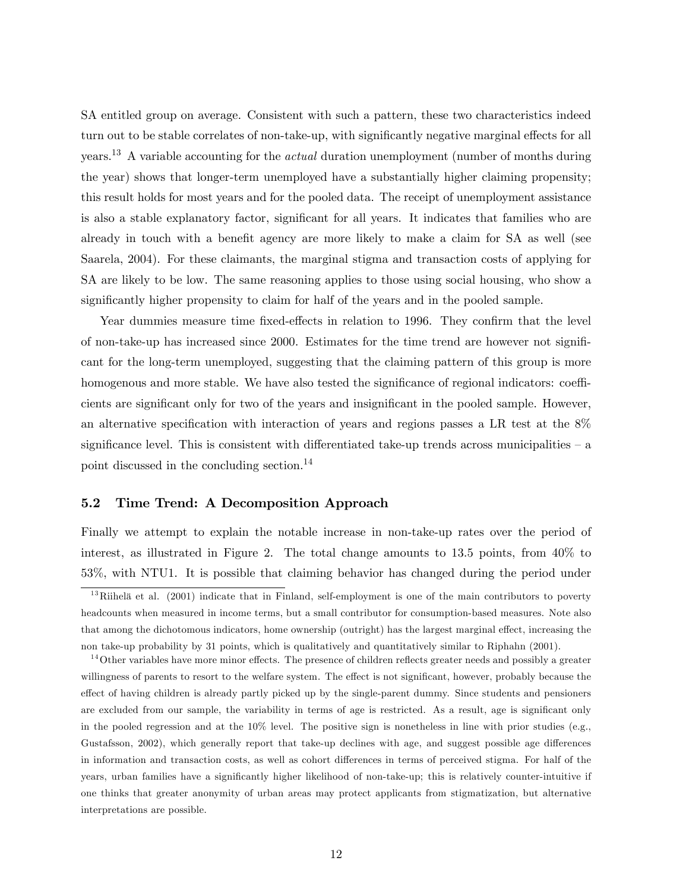SA entitled group on average. Consistent with such a pattern, these two characteristics indeed turn out to be stable correlates of non-take-up, with significantly negative marginal effects for all years.[13] A variable accounting for the *actual* duration unemployment (number of months during the year) shows that longer-term unemployed have a substantially higher claiming propensity; this result holds for most years and for the pooled data. The receipt of unemployment assistance is also a stable explanatory factor, significant for all years. It indicates that families who are already in touch with a benefit agency are more likely to make a claim for SA as well (see Saarela, 2004). For these claimants, the marginal stigma and transaction costs of applying for SA are likely to be low. The same reasoning applies to those using social housing, who show a significantly higher propensity to claim for half of the years and in the pooled sample.

Year dummies measure time fixed-effects in relation to 1996. They confirm that the level of non-take-up has increased since 2000. Estimates for the time trend are however not significant for the long-term unemployed, suggesting that the claiming pattern of this group is more homogenous and more stable. We have also tested the significance of regional indicators: coefficients are significant only for two of the years and insignificant in the pooled sample. However, an alternative specification with interaction of years and regions passes a LR test at the 8% significance level. This is consistent with differentiated take-up trends across municipalities – a point discussed in the concluding section.[14]

### 5.2 Time Trend: A Decomposition Approach

Finally we attempt to explain the notable increase in non-take-up rates over the period of interest, as illustrated in Figure 2. The total change amounts to 13.5 points, from 40% to 53%, with NTU1. It is possible that claiming behavior has changed during the period under

[13] Riihelä et al. (2001) indicate that in Finland, self-employment is one of the main contributors to poverty headcounts when measured in income terms, but a small contributor for consumption-based measures. Note also that among the dichotomous indicators, home ownership (outright) has the largest marginal effect, increasing the non take-up probability by 31 points, which is qualitatively and quantitatively similar to Riphahn (2001).

[14] Other variables have more minor effects. The presence of children reflects greater needs and possibly a greater willingness of parents to resort to the welfare system. The effect is not significant, however, probably because the effect of having children is already partly picked up by the single-parent dummy. Since students and pensioners are excluded from our sample, the variability in terms of age is restricted. As a result, age is significant only in the pooled regression and at the 10% level. The positive sign is nonetheless in line with prior studies (e.g., Gustafsson, 2002), which generally report that take-up declines with age, and suggest possible age differences in information and transaction costs, as well as cohort differences in terms of perceived stigma. For half of the years, urban families have a significantly higher likelihood of non-take-up; this is relatively counter-intuitive if one thinks that greater anonymity of urban areas may protect applicants from stigmatization, but alternative interpretations are possible.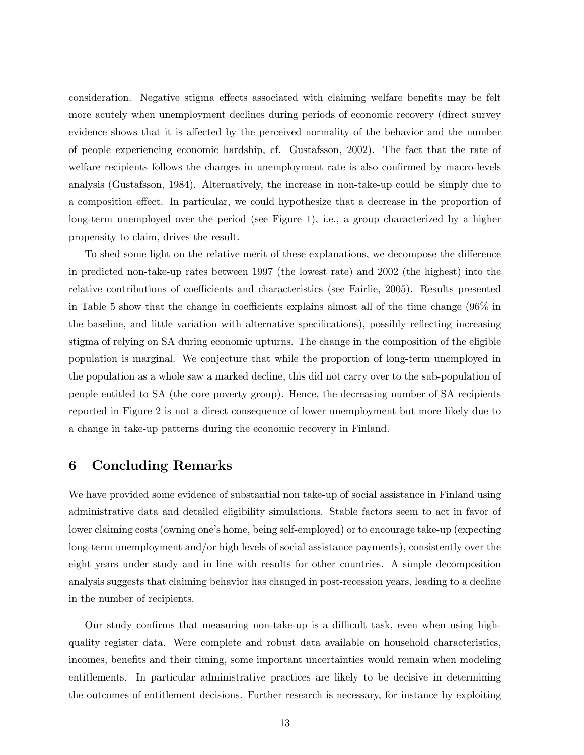consideration. Negative stigma effects associated with claiming welfare benefits may be felt more acutely when unemployment declines during periods of economic recovery (direct survey evidence shows that it is affected by the perceived normality of the behavior and the number of people experiencing economic hardship, cf. Gustafsson, 2002). The fact that the rate of welfare recipients follows the changes in unemployment rate is also confirmed by macro-levels analysis (Gustafsson, 1984). Alternatively, the increase in non-take-up could be simply due to a composition effect. In particular, we could hypothesize that a decrease in the proportion of long-term unemployed over the period (see Figure 1), i.e., a group characterized by a higher propensity to claim, drives the result.

To shed some light on the relative merit of these explanations, we decompose the difference in predicted non-take-up rates between 1997 (the lowest rate) and 2002 (the highest) into the relative contributions of coefficients and characteristics (see Fairlie, 2005). Results presented in Table 5 show that the change in coefficients explains almost all of the time change (96% in the baseline, and little variation with alternative specifications), possibly reflecting increasing stigma of relying on SA during economic upturns. The change in the composition of the eligible population is marginal. We conjecture that while the proportion of long-term unemployed in the population as a whole saw a marked decline, this did not carry over to the sub-population of people entitled to SA (the core poverty group). Hence, the decreasing number of SA recipients reported in Figure 2 is not a direct consequence of lower unemployment but more likely due to a change in take-up patterns during the economic recovery in Finland.

# 6 Concluding Remarks

We have provided some evidence of substantial non take-up of social assistance in Finland using administrative data and detailed eligibility simulations. Stable factors seem to act in favor of lower claiming costs (owning one's home, being self-employed) or to encourage take-up (expecting long-term unemployment and/or high levels of social assistance payments), consistently over the eight years under study and in line with results for other countries. A simple decomposition analysis suggests that claiming behavior has changed in post-recession years, leading to a decline in the number of recipients.

Our study confirms that measuring non-take-up is a difficult task, even when using high-quality register data. Were complete and robust data available on household characteristics, incomes, benefits and their timing, some important uncertainties would remain when modeling entitlements. In particular administrative practices are likely to be decisive in determining the outcomes of entitlement decisions. Further research is necessary, for instance by exploiting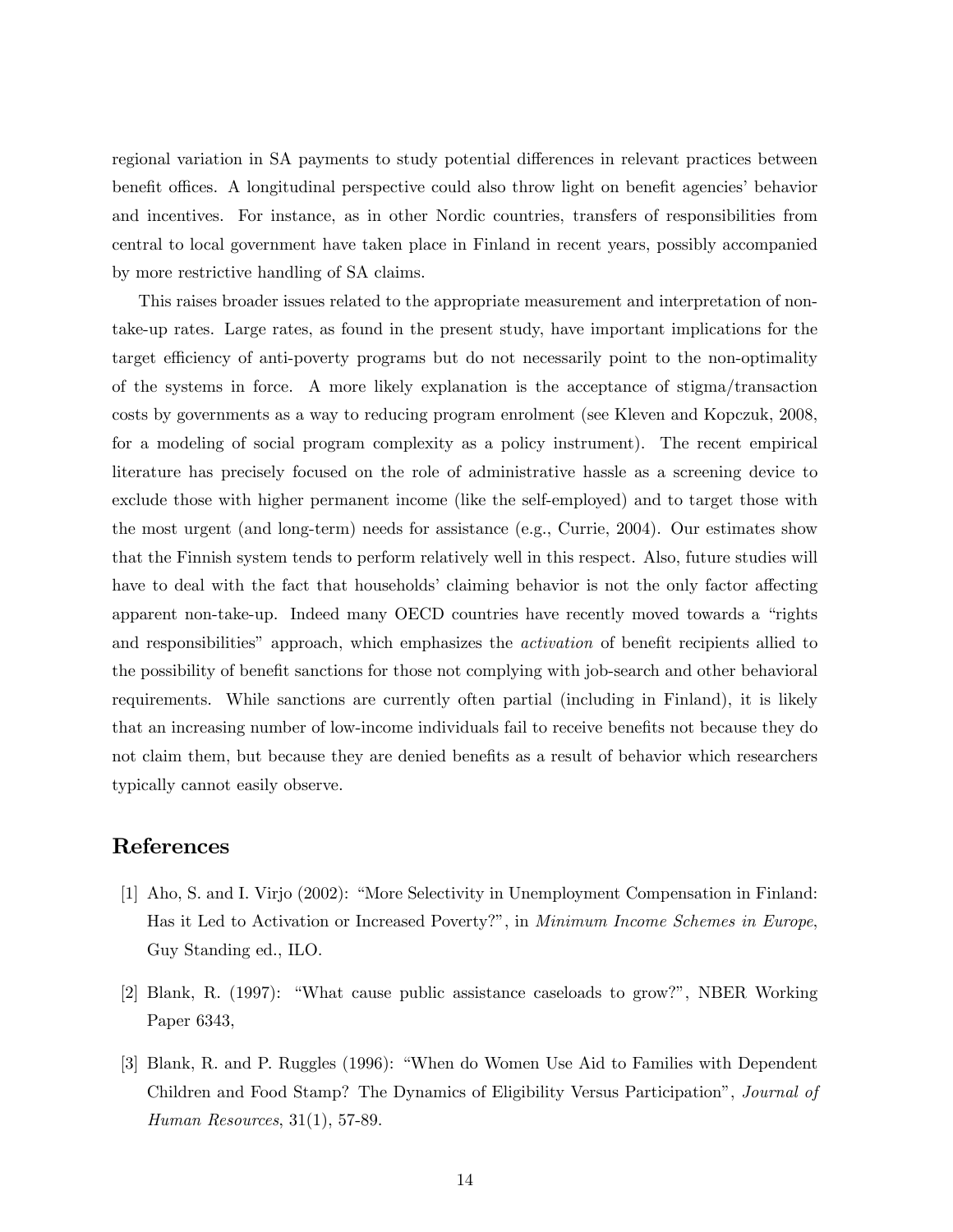regional variation in SA payments to study potential differences in relevant practices between benefit offices. A longitudinal perspective could also throw light on benefit agencies' behavior and incentives. For instance, as in other Nordic countries, transfers of responsibilities from central to local government have taken place in Finland in recent years, possibly accompanied by more restrictive handling of SA claims.

This raises broader issues related to the appropriate measurement and interpretation of non-take-up rates. Large rates, as found in the present study, have important implications for the target efficiency of anti-poverty programs but do not necessarily point to the non-optimality of the systems in force. A more likely explanation is the acceptance of stigma/transaction costs by governments as a way to reducing program enrolment (see Kleven and Kopczuk, 2008, for a modeling of social program complexity as a policy instrument). The recent empirical literature has precisely focused on the role of administrative hassle as a screening device to exclude those with higher permanent income (like the self-employed) and to target those with the most urgent (and long-term) needs for assistance (e.g., Currie, 2004). Our estimates show that the Finnish system tends to perform relatively well in this respect. Also, future studies will have to deal with the fact that households' claiming behavior is not the only factor affecting apparent non-take-up. Indeed many OECD countries have recently moved towards a "rights and responsibilities" approach, which emphasizes the *activation* of benefit recipients allied to the possibility of benefit sanctions for those not complying with job-search and other behavioral requirements. While sanctions are currently often partial (including in Finland), it is likely that an increasing number of low-income individuals fail to receive benefits not because they do not claim them, but because they are denied benefits as a result of behavior which researchers typically cannot easily observe.

## References

[1] Aho, S. and I. Virjo (2002): "More Selectivity in Unemployment Compensation in Finland: Has it Led to Activation or Increased Poverty?", in *Minimum Income Schemes in Europe*, Guy Standing ed., ILO.

[2] Blank, R. (1997): "What cause public assistance caseloads to grow?", NBER Working Paper 6343,

[3] Blank, R. and P. Ruggles (1996): "When do Women Use Aid to Families with Dependent Children and Food Stamp? The Dynamics of Eligibility Versus Participation", *Journal of Human Resources*, 31(1), 57-89.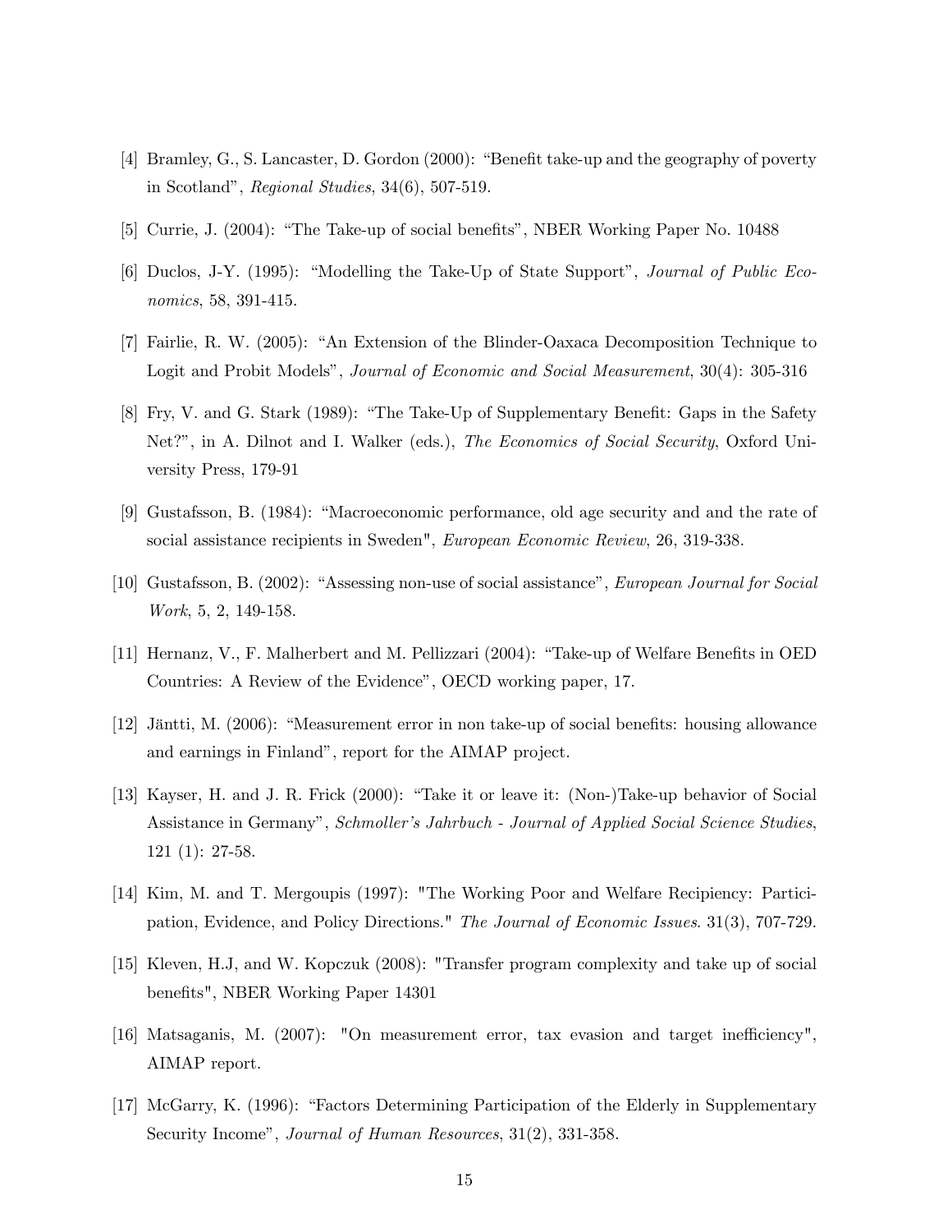[4] Bramley, G., S. Lancaster, D. Gordon (2000): "Benefit take-up and the geography of poverty in Scotland", *Regional Studies*, 34(6), 507-519.

[5] Currie, J. (2004): "The Take-up of social benefits", NBER Working Paper No. 10488

[6] Duclos, J-Y. (1995): "Modelling the Take-Up of State Support", *Journal of Public Economics*, 58, 391-415.

[7] Fairlie, R. W. (2005): "An Extension of the Blinder-Oaxaca Decomposition Technique to Logit and Probit Models", *Journal of Economic and Social Measurement*, 30(4): 305-316

[8] Fry, V. and G. Stark (1989): "The Take-Up of Supplementary Benefit: Gaps in the Safety Net?", in A. Dilnot and I. Walker (eds.), *The Economics of Social Security*, Oxford University Press, 179-91

[9] Gustafsson, B. (1984): "Macroeconomic performance, old age security and and the rate of social assistance recipients in Sweden", *European Economic Review*, 26, 319-338.

[10] Gustafsson, B. (2002): "Assessing non-use of social assistance", *European Journal for Social Work*, 5, 2, 149-158.

[11] Hernanz, V., F. Malherbert and M. Pellizzari (2004): "Take-up of Welfare Benefits in OED Countries: A Review of the Evidence", OECD working paper, 17.

[12] Jäntti, M. (2006): "Measurement error in non take-up of social benefits: housing allowance and earnings in Finland", report for the AIMAP project.

[13] Kayser, H. and J. R. Frick (2000): "Take it or leave it: (Non-)Take-up behavior of Social Assistance in Germany", *Schmoller's Jahrbuch - Journal of Applied Social Science Studies*, 121 (1): 27-58.

[14] Kim, M. and T. Mergoupis (1997): "The Working Poor and Welfare Recipiency: Participation, Evidence, and Policy Directions." *The Journal of Economic Issues*. 31(3), 707-729.

[15] Kleven, H.J, and W. Kopczuk (2008): "Transfer program complexity and take up of social benefits", NBER Working Paper 14301

[16] Matsaganis, M. (2007): "On measurement error, tax evasion and target inefficiency", AIMAP report.

[17] McGarry, K. (1996): "Factors Determining Participation of the Elderly in Supplementary Security Income", *Journal of Human Resources*, 31(2), 331-358.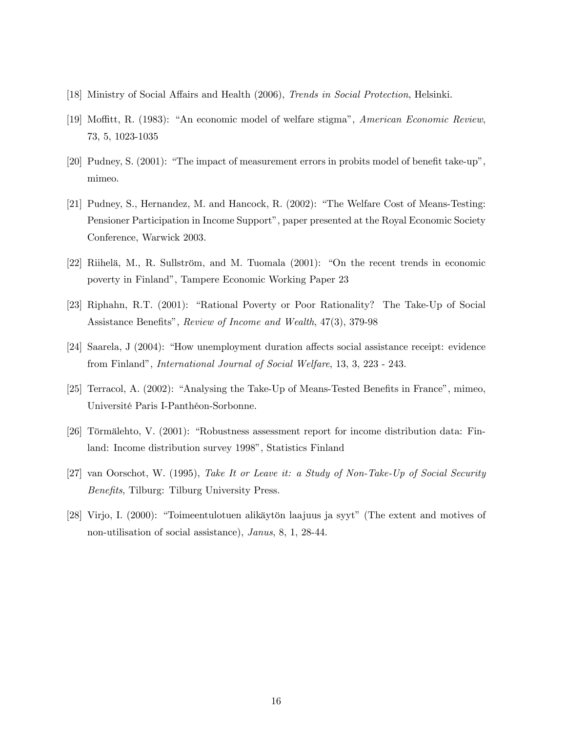[18] Ministry of Social Affairs and Health (2006), *Trends in Social Protection*, Helsinki.

[19] Moffitt, R. (1983): "An economic model of welfare stigma", *American Economic Review*, 73, 5, 1023-1035

[20] Pudney, S. (2001): "The impact of measurement errors in probits model of benefit take-up", mimeo.

[21] Pudney, S., Hernandez, M. and Hancock, R. (2002): "The Welfare Cost of Means-Testing: Pensioner Participation in Income Support", paper presented at the Royal Economic Society Conference, Warwick 2003.

[22] Riihelä, M., R. Sullström, and M. Tuomala (2001): "On the recent trends in economic poverty in Finland", Tampere Economic Working Paper 23

[23] Riphahn, R.T. (2001): "Rational Poverty or Poor Rationality? The Take-Up of Social Assistance Benefits", *Review of Income and Wealth*, 47(3), 379-98

[24] Saarela, J (2004): "How unemployment duration affects social assistance receipt: evidence from Finland", *International Journal of Social Welfare*, 13, 3, 223 - 243.

[25] Terracol, A. (2002): "Analysing the Take-Up of Means-Tested Benefits in France", mimeo, Université Paris I-Panthéon-Sorbonne.

[26] Törmälehto, V. (2001): "Robustness assessment report for income distribution data: Finland: Income distribution survey 1998", Statistics Finland

[27] van Oorschot, W. (1995), *Take It or Leave it: a Study of Non-Take-Up of Social Security Benefits*, Tilburg: Tilburg University Press.

[28] Virjo, I. (2000): "Toimeentulotuen alikäytön laajuus ja syyt" (The extent and motives of non-utilisation of social assistance), *Janus*, 8, 1, 28-44.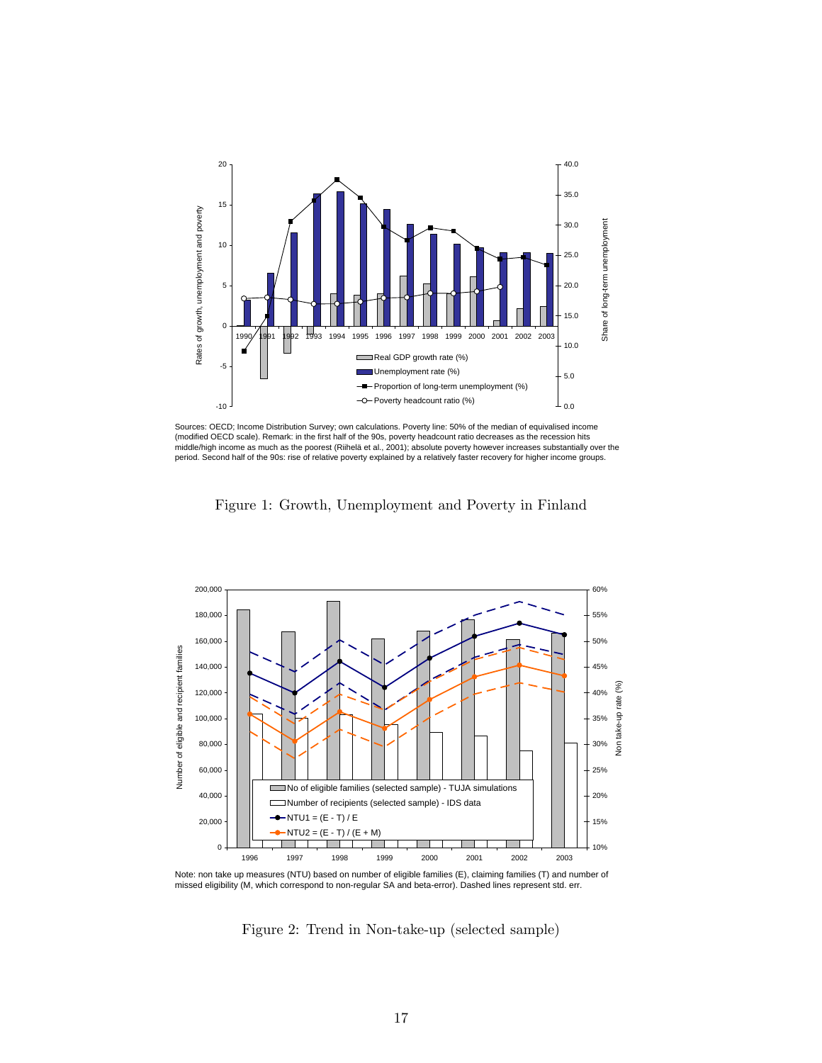Sources: OECD; Income Distribution Survey; own calculations. Poverty line: 50% of the median of equivalised income (modified OECD scale). Remark: in the first half of the 90s, poverty headcount ratio decreases as the recession hits middle/high income as much as the poorest (Riihelä et al., 2001); absolute poverty however increases substantially over the period. Second half of the 90s: rise of relative poverty explained by a relatively faster recovery for higher income groups.

Figure 1: Growth, Unemployment and Poverty in Finland

Note: non take up measures (NTU) based on number of eligible families (E), claiming families (T) and number of missed eligibility (M, which correspond to non-regular SA and beta-error). Dashed lines represent std. err.

Figure 2: Trend in Non-take-up (selected sample)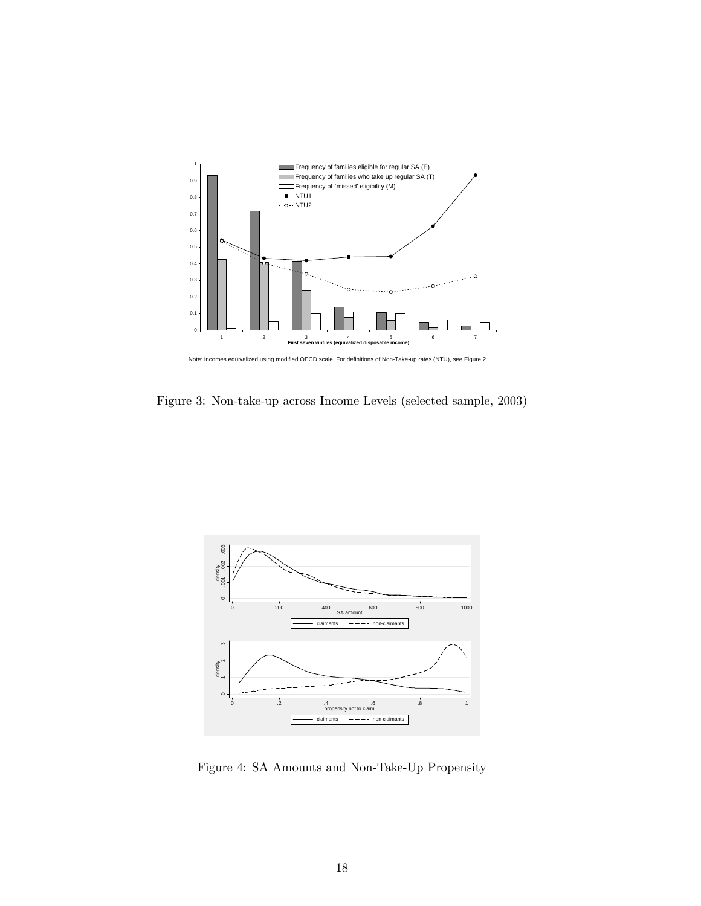Note: incomes equivalized using modified OECD scale. For definitions of Non-Take-up rates (NTU), see Figure 2

Figure 3: Non-take-up across Income Levels (selected sample, 2003)

Figure 4: SA Amounts and Non-Take-Up Propensity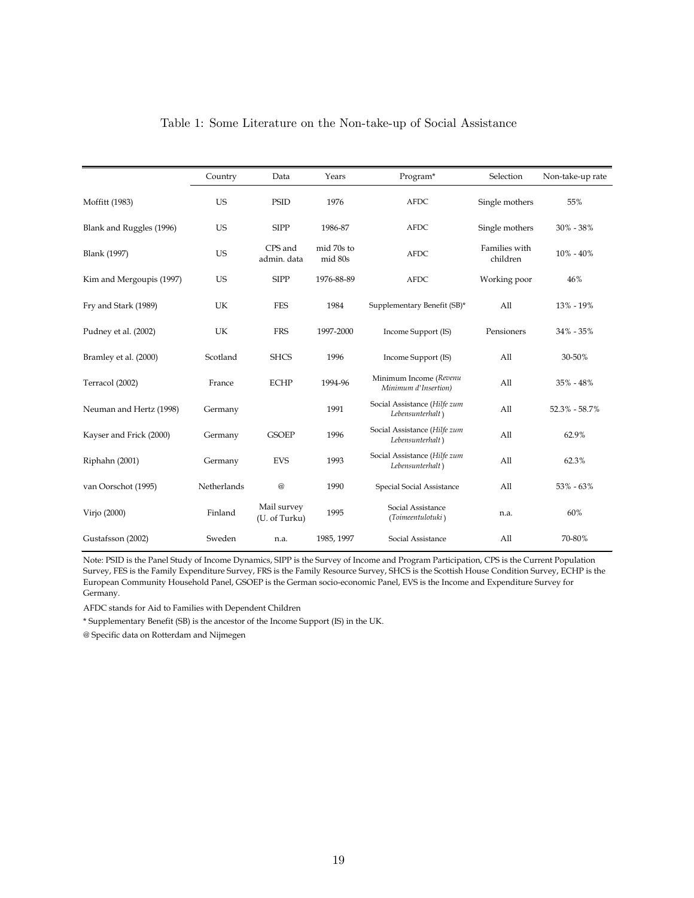Table 1: Some Literature on the Non-take-up of Social Assistance

| | Country | Data | Years | Program* | Selection | Non-take-up rate |
|---|---|---|---|---|---|---|
| Moffitt (1983) | US | PSID | 1976 | AFDC | Single mothers | 55% |
| Blank and Ruggles (1996) | US | SIPP | 1986-87 | AFDC | Single mothers | 30% - 38% |
| Blank (1997) | US | CPS and admin. data | mid 70s to mid 80s | AFDC | Families with children | 10% - 40% |
| Kim and Mergoupis (1997) | US | SIPP | 1976-88-89 | AFDC | Working poor | 46% |
| Fry and Stark (1989) | UK | FES | 1984 | Supplementary Benefit (SB)* | All | 13% - 19% |
| Pudney et al. (2002) | UK | FRS | 1997-2000 | Income Support (IS) | Pensioners | 34% - 35% |
| Bramley et al. (2000) | Scotland | SHCS | 1996 | Income Support (IS) | All | 30-50% |
| Terracol (2002) | France | ECHP | 1994-96 | Minimum Income (*Revenu Minimum d'Insertion)* | All | 35% - 48% |
| Neuman and Hertz (1998) | Germany | | 1991 | Social Assistance (*Hilfe zum Lebensunterhalt*) | All | 52.3% - 58.7% |
| Kayser and Frick (2000) | Germany | GSOEP | 1996 | Social Assistance (*Hilfe zum Lebensunterhalt*) | All | 62.9% |
| Riphahn (2001) | Germany | EVS | 1993 | Social Assistance (*Hilfe zum Lebensunterhalt*) | All | 62.3% |
| van Oorschot (1995) | Netherlands | @ | 1990 | Special Social Assistance | All | 53% - 63% |
| Virjo (2000) | Finland | Mail survey (U. of Turku) | 1995 | Social Assistance (*Toimeentulotuki*) | n.a. | 60% |
| Gustafsson (2002) | Sweden | n.a. | 1985, 1997 | Social Assistance | All | 70-80% |

Note: PSID is the Panel Study of Income Dynamics, SIPP is the Survey of Income and Program Participation, CPS is the Current Population Survey, FES is the Family Expenditure Survey, FRS is the Family Resource Survey, SHCS is the Scottish House Condition Survey, ECHP is the European Community Household Panel, GSOEP is the German socio-economic Panel, EVS is the Income and Expenditure Survey for Germany.

AFDC stands for Aid to Families with Dependent Children

* Supplementary Benefit (SB) is the ancestor of the Income Support (IS) in the UK.

@ Specific data on Rotterdam and Nijmegen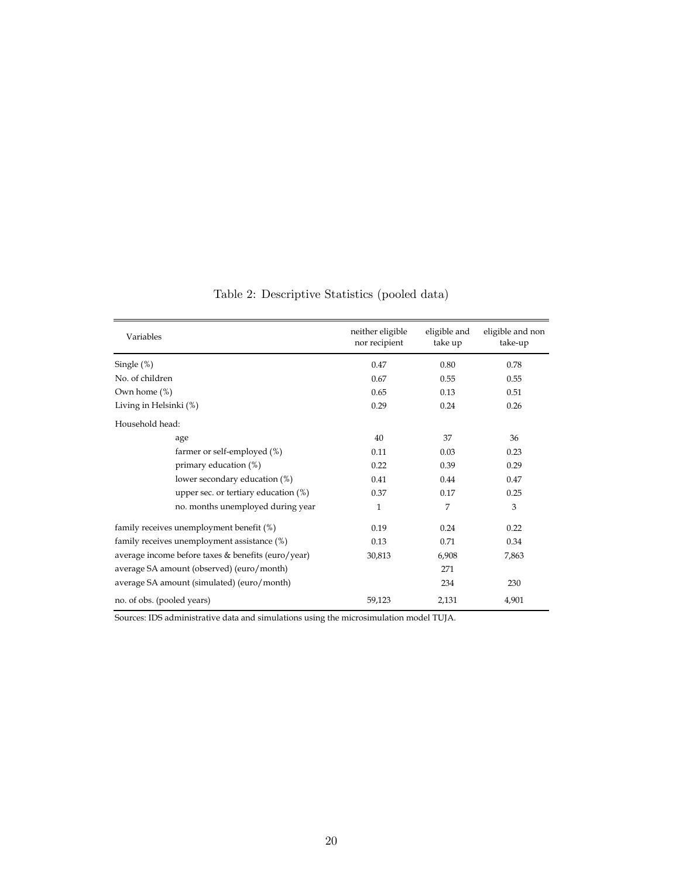Table 2: Descriptive Statistics (pooled data)

| Variables | neither eligible nor recipient | eligible and take up | eligible and non take-up |
|---|---|---|---|
| Single (%) | 0.47 | 0.80 | 0.78 |
| No. of children | 0.67 | 0.55 | 0.55 |
| Own home (%) | 0.65 | 0.13 | 0.51 |
| Living in Helsinki (%) | 0.29 | 0.24 | 0.26 |
| Household head: | | | |
| age | 40 | 37 | 36 |
| farmer or self-employed (%) | 0.11 | 0.03 | 0.23 |
| primary education (%) | 0.22 | 0.39 | 0.29 |
| lower secondary education (%) | 0.41 | 0.44 | 0.47 |
| upper sec. or tertiary education (%) | 0.37 | 0.17 | 0.25 |
| no. months unemployed during year | 1 | 7 | 3 |
| family receives unemployment benefit (%) | 0.19 | 0.24 | 0.22 |
| family receives unemployment assistance (%) | 0.13 | 0.71 | 0.34 |
| average income before taxes & benefits (euro/year) | 30,813 | 6,908 | 7,863 |
| average SA amount (observed) (euro/month) | | 271 | |
| average SA amount (simulated) (euro/month) | | 234 | 230 |
| no. of obs. (pooled years) | 59,123 | 2,131 | 4,901 |

Sources: IDS administrative data and simulations using the microsimulation model TUJA.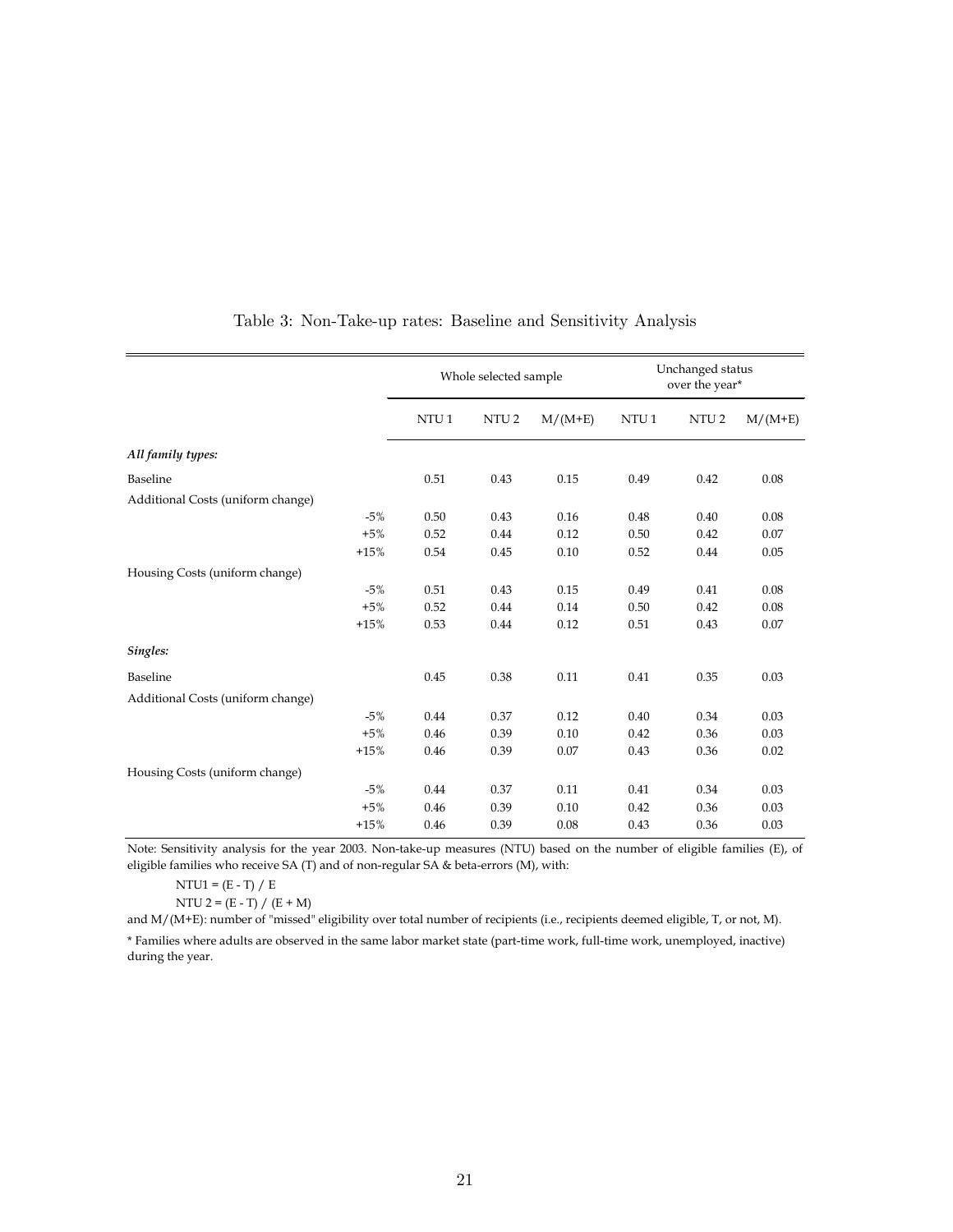Table 3: Non-Take-up rates: Baseline and Sensitivity Analysis

| | | Whole selected sample | | | Unchanged status over the year* | | |
|---|---|---|---|---|---|---|---|
| | | NTU 1 | NTU 2 | M/(M+E) | NTU 1 | NTU 2 | M/(M+E) |
| ***All family types:*** | | | | | | | |
| Baseline | | 0.51 | 0.43 | 0.15 | 0.49 | 0.42 | 0.08 |
| Additional Costs (uniform change) | | | | | | | |
| | -5% | 0.50 | 0.43 | 0.16 | 0.48 | 0.40 | 0.08 |
| | +5% | 0.52 | 0.44 | 0.12 | 0.50 | 0.42 | 0.07 |
| | +15% | 0.54 | 0.45 | 0.10 | 0.52 | 0.44 | 0.05 |
| Housing Costs (uniform change) | | | | | | | |
| | -5% | 0.51 | 0.43 | 0.15 | 0.49 | 0.41 | 0.08 |
| | +5% | 0.52 | 0.44 | 0.14 | 0.50 | 0.42 | 0.08 |
| | +15% | 0.53 | 0.44 | 0.12 | 0.51 | 0.43 | 0.07 |
| ***Singles:*** | | | | | | | |
| Baseline | | 0.45 | 0.38 | 0.11 | 0.41 | 0.35 | 0.03 |
| Additional Costs (uniform change) | | | | | | | |
| | -5% | 0.44 | 0.37 | 0.12 | 0.40 | 0.34 | 0.03 |
| | +5% | 0.46 | 0.39 | 0.10 | 0.42 | 0.36 | 0.03 |
| | +15% | 0.46 | 0.39 | 0.07 | 0.43 | 0.36 | 0.02 |
| Housing Costs (uniform change) | | | | | | | |
| | -5% | 0.44 | 0.37 | 0.11 | 0.41 | 0.34 | 0.03 |
| | +5% | 0.46 | 0.39 | 0.10 | 0.42 | 0.36 | 0.03 |
| | +15% | 0.46 | 0.39 | 0.08 | 0.43 | 0.36 | 0.03 |

Note: Sensitivity analysis for the year 2003. Non-take-up measures (NTU) based on the number of eligible families (E), of eligible families who receive SA (T) and of non-regular SA & beta-errors (M), with:

NTU1 = (E - T) / E

NTU 2 = (E - T) / (E + M)

and M/(M+E): number of "missed" eligibility over total number of recipients (i.e., recipients deemed eligible, T, or not, M).

* Families where adults are observed in the same labor market state (part-time work, full-time work, unemployed, inactive) during the year.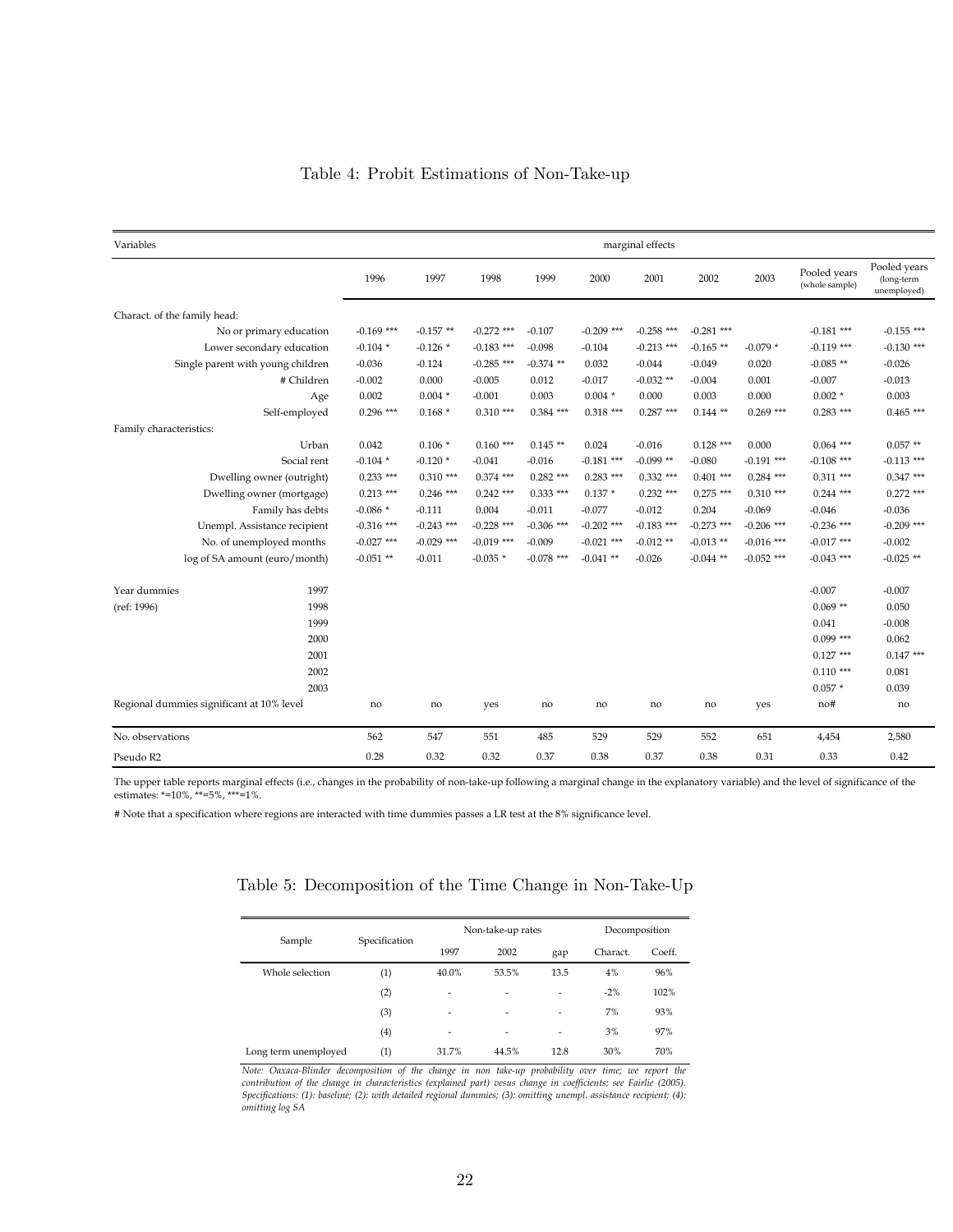Table 4: Probit Estimations of Non-Take-up

| Variables | | marginal effects | | | | | | | | | |
|---|---|---|---|---|---|---|---|---|---|---|---|
| | | 1996 | 1997 | 1998 | 1999 | 2000 | 2001 | 2002 | 2003 | Pooled years (whole sample) | Pooled years (long-term unemployed) |
| Charact. of the family head: | | | | | | | | | | | |
| No or primary education | | -0.169 *** | -0.157 ** | -0.272 *** | -0.107 | -0.209 *** | -0.258 *** | -0.281 *** | | -0.181 *** | -0.155 *** |
| Lower secondary education | | -0.104 * | -0.126 * | -0.183 *** | -0.098 | -0.104 | -0.213 *** | -0.165 ** | -0.079 * | -0.119 *** | -0.130 *** |
| Single parent with young children | | -0.036 | -0.124 | -0.285 *** | -0.374 ** | 0.032 | -0.044 | -0.049 | 0.020 | -0.085 ** | -0.026 |
| # Children | | -0.002 | 0.000 | -0.005 | 0.012 | -0.017 | -0.032 ** | -0.004 | 0.001 | -0.007 | -0.013 |
| Age | | 0.002 | 0.004 * | -0.001 | 0.003 | 0.004 * | 0.000 | 0.003 | 0.000 | 0.002 * | 0.003 |
| Self-employed | | 0.296 *** | 0.168 * | 0.310 *** | 0.384 *** | 0.318 *** | 0.287 *** | 0.144 ** | 0.269 *** | 0.283 *** | 0.465 *** |
| Family characteristics: | | | | | | | | | | | |
| Urban | | 0.042 | 0.106 * | 0.160 *** | 0.145 ** | 0.024 | -0.016 | 0.128 *** | 0.000 | 0.064 *** | 0.057 ** |
| Social rent | | -0.104 * | -0.120 * | -0.041 | -0.016 | -0.181 *** | -0.099 ** | -0.080 | -0.191 *** | -0.108 *** | -0.113 *** |
| Dwelling owner (outright) | | 0.233 *** | 0.310 *** | 0.374 *** | 0.282 *** | 0.283 *** | 0.332 *** | 0.401 *** | 0.284 *** | 0.311 *** | 0.347 *** |
| Dwelling owner (mortgage) | | 0.213 *** | 0.246 *** | 0.242 *** | 0.333 *** | 0.137 * | 0.232 *** | 0.275 *** | 0.310 *** | 0.244 *** | 0.272 *** |
| Family has debts | | -0.086 * | -0.111 | 0.004 | -0.011 | -0.077 | -0.012 | 0.204 | -0.069 | -0.046 | -0.036 |
| Unempl. Assistance recipient | | -0.316 *** | -0.243 *** | -0.228 *** | -0.306 *** | -0.202 *** | -0.183 *** | -0.273 *** | -0.206 *** | -0.236 *** | -0.209 *** |
| No. of unemployed months | | -0.027 *** | -0.029 *** | -0.019 *** | -0.009 | -0.021 *** | -0.012 ** | -0.013 ** | -0.016 *** | -0.017 *** | -0.002 |
| log of SA amount (euro/month) | | -0.051 ** | -0.011 | -0.035 * | -0.078 *** | -0.041 ** | -0.026 | -0.044 ** | -0.052 *** | -0.043 *** | -0.025 ** |
| Year dummies | 1997 | | | | | | | | | -0.007 | -0.007 |
| (ref: 1996) | 1998 | | | | | | | | | 0.069 ** | 0.050 |
| | 1999 | | | | | | | | | 0.041 | -0.008 |
| | 2000 | | | | | | | | | 0.099 *** | 0.062 |
| | 2001 | | | | | | | | | 0.127 *** | 0.147 *** |
| | 2002 | | | | | | | | | 0.110 *** | 0.081 |
| | 2003 | | | | | | | | | 0.057 * | 0.039 |
| Regional dummies significant at 10% level | | no | no | yes | no | no | no | no | yes | no# | no |
| No. observations | | 562 | 547 | 551 | 485 | 529 | 529 | 552 | 651 | 4,454 | 2,580 |
| Pseudo R2 | | 0.28 | 0.32 | 0.32 | 0.37 | 0.38 | 0.37 | 0.38 | 0.31 | 0.33 | 0.42 |

The upper table reports marginal effects (i.e., changes in the probability of non-take-up following a marginal change in the explanatory variable) and the level of significance of the estimates: *=10%, **=5%, ***=1%.

# Note that a specification where regions are interacted with time dummies passes a LR test at the 8% significance level.

Table 5: Decomposition of the Time Change in Non-Take-Up

| Sample | Specification | Non-take-up rates | | | Decomposition | |
|---|---|---|---|---|---|---|
| | | 1997 | 2002 | gap | Charact. | Coeff. |
| Whole selection | (1) | 40.0% | 53.5% | 13.5 | 4% | 96% |
| | (2) | - | - | - | -2% | 102% |
| | (3) | - | - | - | 7% | 93% |
| | (4) | - | - | - | 3% | 97% |
| Long term unemployed | (1) | 31.7% | 44.5% | 12.8 | 30% | 70% |

*Note: Oaxaca-Blinder decomposition of the change in non take-up probability over time; we report the contribution of the change in characteristics (explained part) vesus change in coefficients; see Fairlie (2005). Specifications: (1): baseline; (2): with detailed regional dummies; (3): omitting unempl. assistance recipient; (4): omitting log SA*